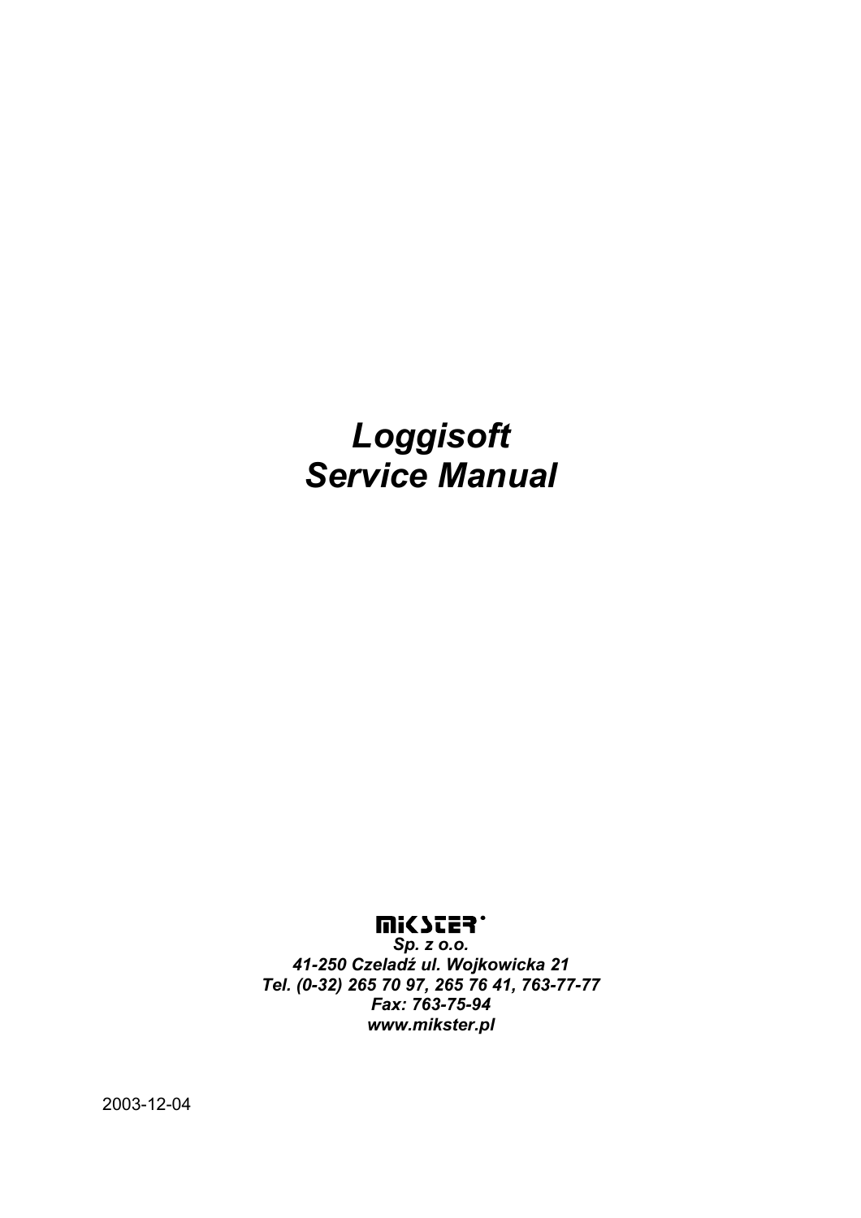# *Loggisoft*
# *Service Manual*

MIKSTER

***Sp. z o.o.***
***41-250 Czeladź ul. Wojkowicka 21***
***Tel. (0-32) 265 70 97, 265 76 41, 763-77-77***
***Fax: 763-75-94***
***www.mikster.pl***

2003-12-04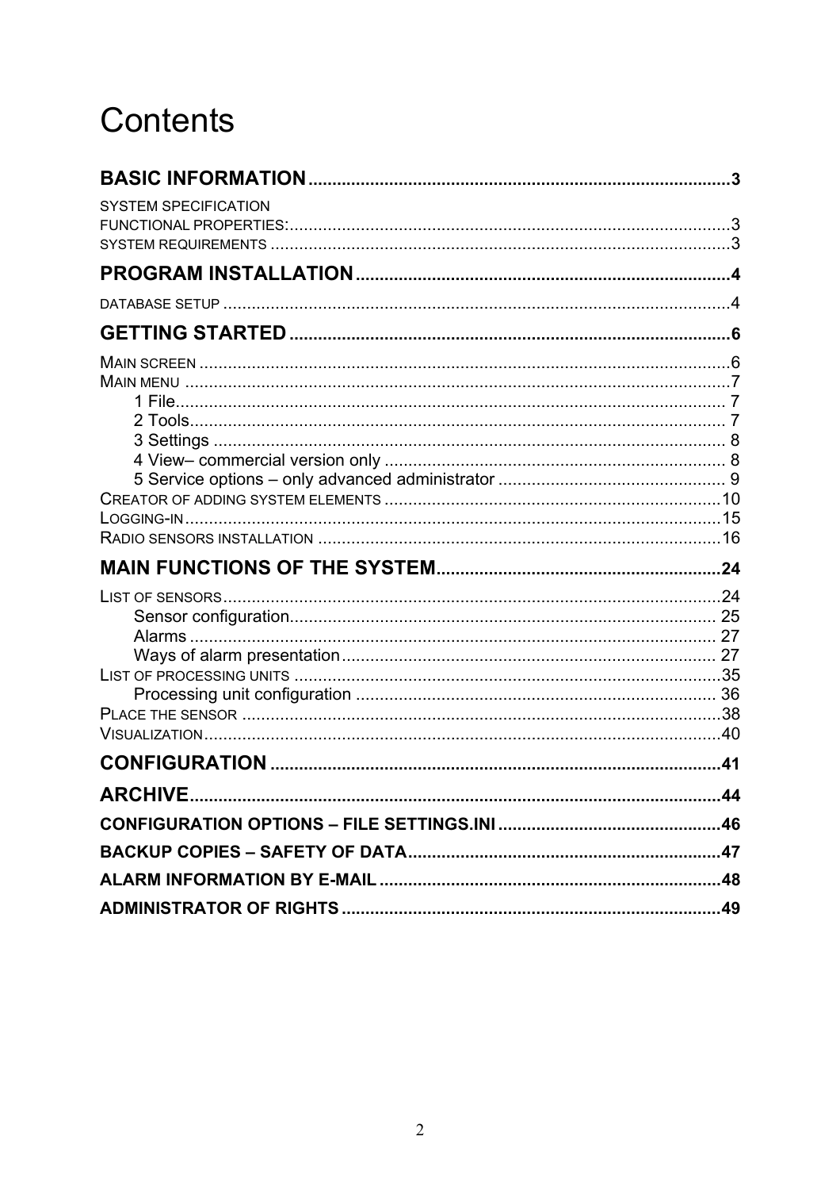# Contents

**BASIC INFORMATION** .......... 3

SYSTEM SPECIFICATION

FUNCTIONAL PROPERTIES: .......... 3

SYSTEM REQUIREMENTS .......... 3

**PROGRAM INSTALLATION** .......... 4

DATABASE SETUP .......... 4

**GETTING STARTED** .......... 6

MAIN SCREEN .......... 6

MAIN MENU .......... 7

- 1 File .......... 7
- 2 Tools .......... 7
- 3 Settings .......... 8
- 4 View– commercial version only .......... 8
- 5 Service options – only advanced administrator .......... 9

CREATOR OF ADDING SYSTEM ELEMENTS .......... 10

LOGGING-IN .......... 15

RADIO SENSORS INSTALLATION .......... 16

**MAIN FUNCTIONS OF THE SYSTEM** .......... 24

LIST OF SENSORS .......... 24

- Sensor configuration .......... 25
- Alarms .......... 27
- Ways of alarm presentation .......... 27

LIST OF PROCESSING UNITS .......... 35

- Processing unit configuration .......... 36

PLACE THE SENSOR .......... 38

VISUALIZATION .......... 40

**CONFIGURATION** .......... 41

**ARCHIVE** .......... 44

**CONFIGURATION OPTIONS – FILE SETTINGS.INI** .......... 46

**BACKUP COPIES – SAFETY OF DATA** .......... 47

**ALARM INFORMATION BY E-MAIL** .......... 48

**ADMINISTRATOR OF RIGHTS** .......... 49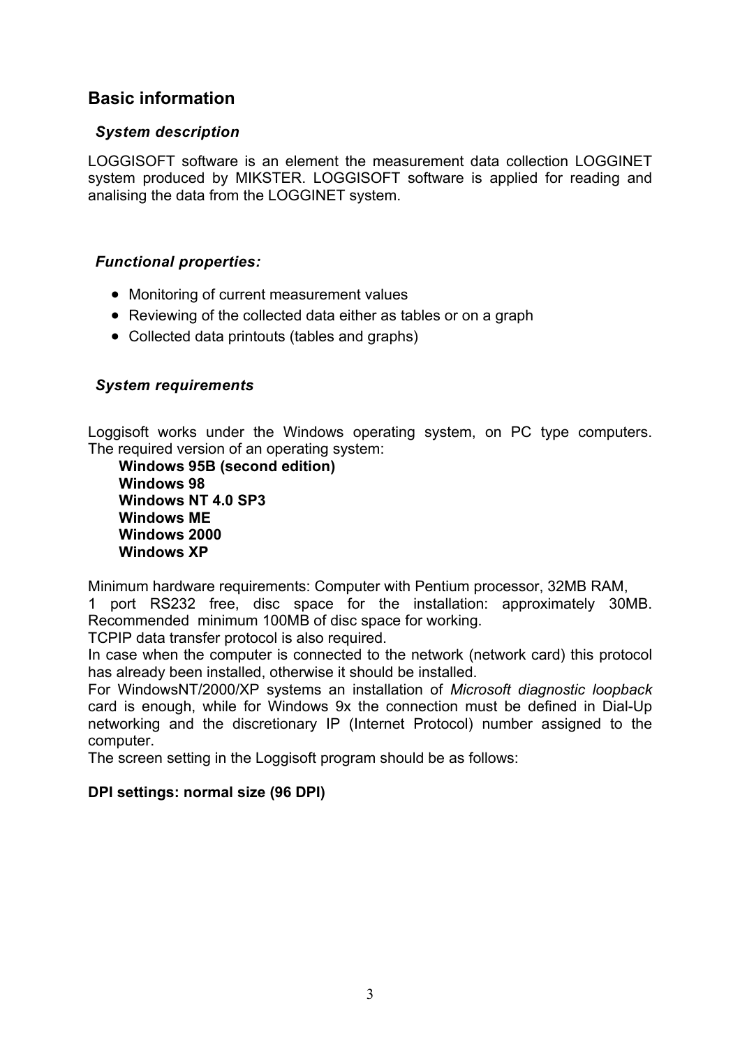## Basic information

### *System description*

LOGGISOFT software is an element the measurement data collection LOGGINET system produced by MIKSTER. LOGGISOFT software is applied for reading and analising the data from the LOGGINET system.

### *Functional properties:*

- Monitoring of current measurement values
- Reviewing of the collected data either as tables or on a graph
- Collected data printouts (tables and graphs)

### *System requirements*

Loggisoft works under the Windows operating system, on PC type computers. The required version of an operating system:

**Windows 95B (second edition)**
**Windows 98**
**Windows NT 4.0 SP3**
**Windows ME**
**Windows 2000**
**Windows XP**

Minimum hardware requirements: Computer with Pentium processor, 32MB RAM, 1 port RS232 free, disc space for the installation: approximately 30MB. Recommended minimum 100MB of disc space for working.
TCPIP data transfer protocol is also required.
In case when the computer is connected to the network (network card) this protocol has already been installed, otherwise it should be installed.
For WindowsNT/2000/XP systems an installation of *Microsoft diagnostic loopback* card is enough, while for Windows 9x the connection must be defined in Dial-Up networking and the discretionary IP (Internet Protocol) number assigned to the computer.
The screen setting in the Loggisoft program should be as follows:

**DPI settings: normal size (96 DPI)**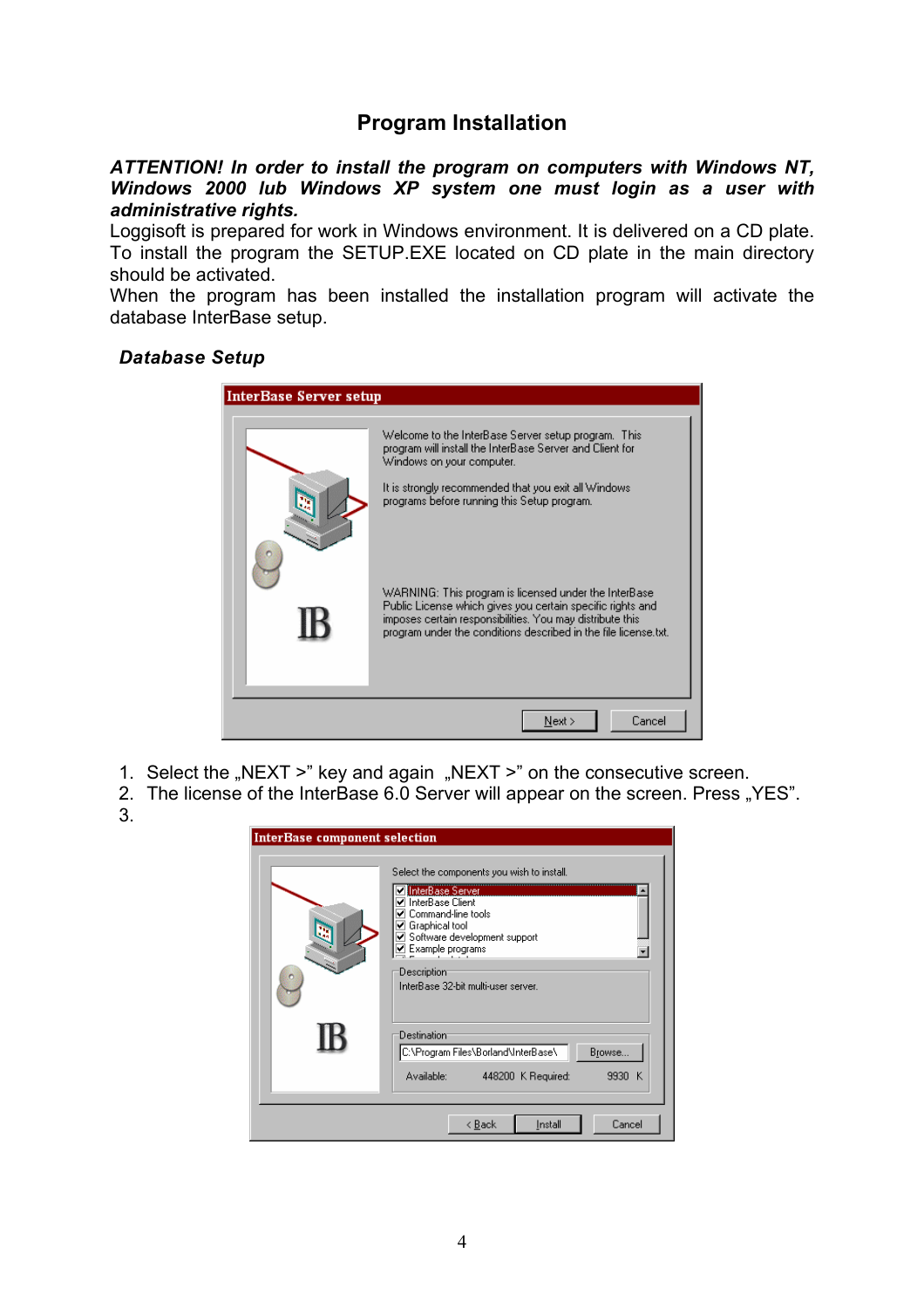# Program Installation

***ATTENTION! In order to install the program on computers with Windows NT, Windows 2000 lub Windows XP system one must login as a user with administrative rights.***
Loggisoft is prepared for work in Windows environment. It is delivered on a CD plate. To install the program the SETUP.EXE located on CD plate in the main directory should be activated.
When the program has been installed the installation program will activate the database InterBase setup.

### *Database Setup*

1. Select the „NEXT >" key and again „NEXT >" on the consecutive screen.
2. The license of the InterBase 6.0 Server will appear on the screen. Press „YES".
3.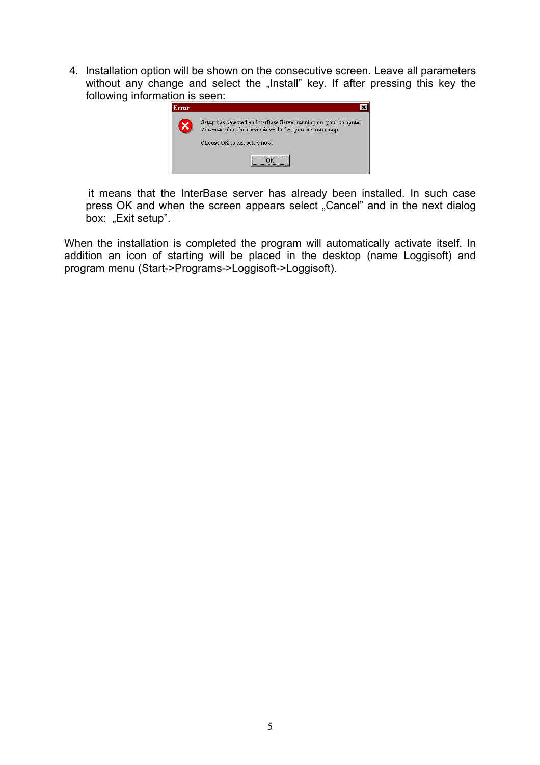4. Installation option will be shown on the consecutive screen. Leave all parameters without any change and select the „Install" key. If after pressing this key the following information is seen:

   Error

   Setup has detected an InterBase Server running on your computer. You must shut the server down before you can run setup.

   Choose OK to exit setup now.

   OK

   it means that the InterBase server has already been installed. In such case press OK and when the screen appears select „Cancel" and in the next dialog box: „Exit setup".

When the installation is completed the program will automatically activate itself. In addition an icon of starting will be placed in the desktop (name Loggisoft) and program menu (Start->Programs->Loggisoft->Loggisoft).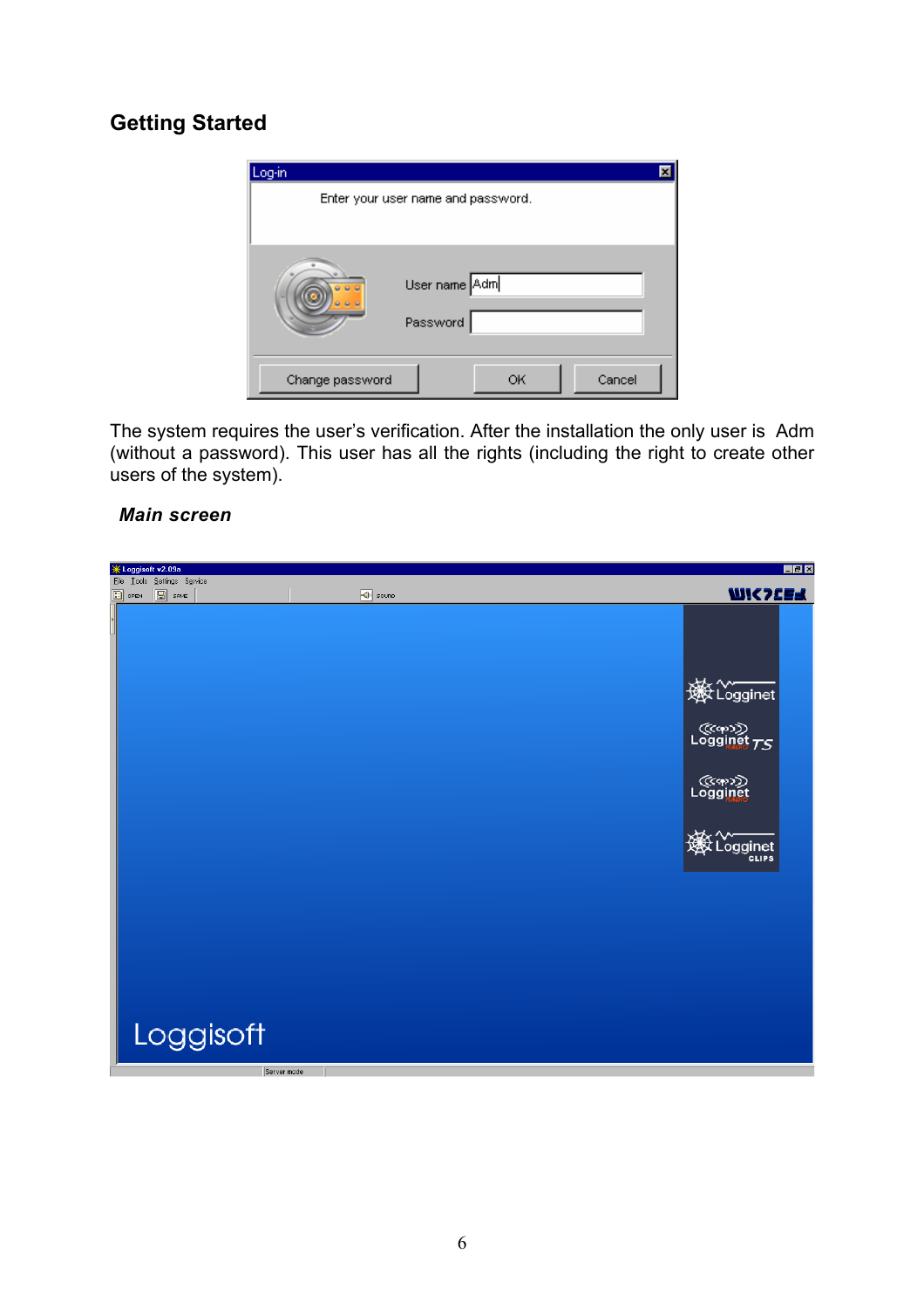## Getting Started

The system requires the user's verification. After the installation the only user is Adm (without a password). This user has all the rights (including the right to create other users of the system).

### *Main screen*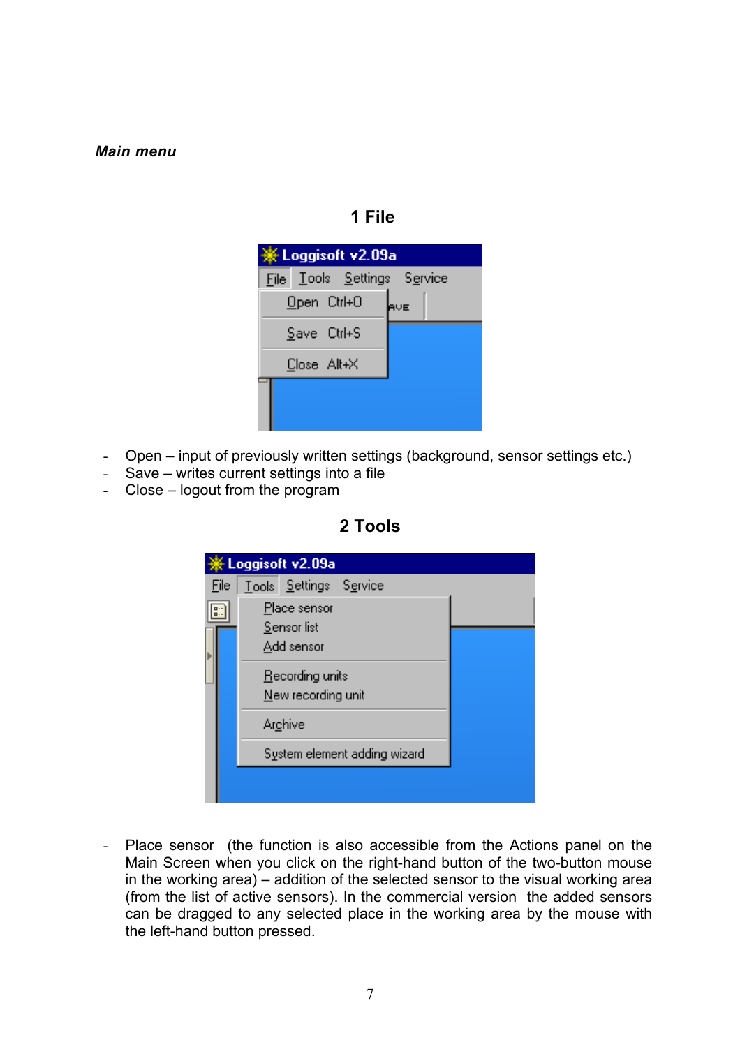***Main menu***

## 1 File

- Open – input of previously written settings (background, sensor settings etc.)
- Save – writes current settings into a file
- Close – logout from the program

## 2 Tools

- Place sensor (the function is also accessible from the Actions panel on the Main Screen when you click on the right-hand button of the two-button mouse in the working area) – addition of the selected sensor to the visual working area (from the list of active sensors). In the commercial version the added sensors can be dragged to any selected place in the working area by the mouse with the left-hand button pressed.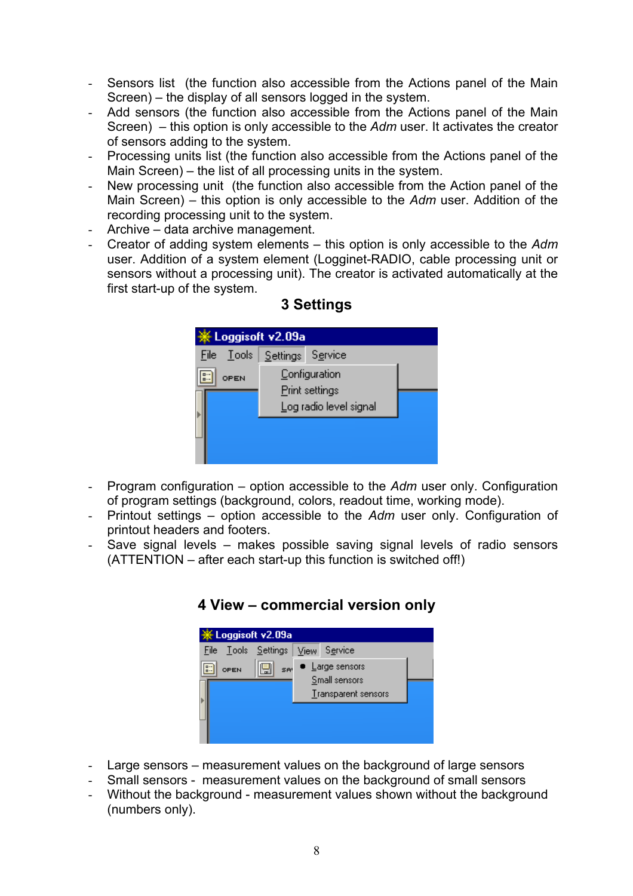- Sensors list (the function also accessible from the Actions panel of the Main Screen) – the display of all sensors logged in the system.
- Add sensors (the function also accessible from the Actions panel of the Main Screen) – this option is only accessible to the *Adm* user. It activates the creator of sensors adding to the system.
- Processing units list (the function also accessible from the Actions panel of the Main Screen) – the list of all processing units in the system.
- New processing unit (the function also accessible from the Action panel of the Main Screen) – this option is only accessible to the *Adm* user. Addition of the recording processing unit to the system.
- Archive – data archive management.
- Creator of adding system elements – this option is only accessible to the *Adm* user. Addition of a system element (Logginet-RADIO, cable processing unit or sensors without a processing unit). The creator is activated automatically at the first start-up of the system.

## 3 Settings

- Program configuration – option accessible to the *Adm* user only. Configuration of program settings (background, colors, readout time, working mode).
- Printout settings – option accessible to the *Adm* user only. Configuration of printout headers and footers.
- Save signal levels – makes possible saving signal levels of radio sensors (ATTENTION – after each start-up this function is switched off!)

## 4 View – commercial version only

- Large sensors – measurement values on the background of large sensors
- Small sensors - measurement values on the background of small sensors
- Without the background - measurement values shown without the background (numbers only).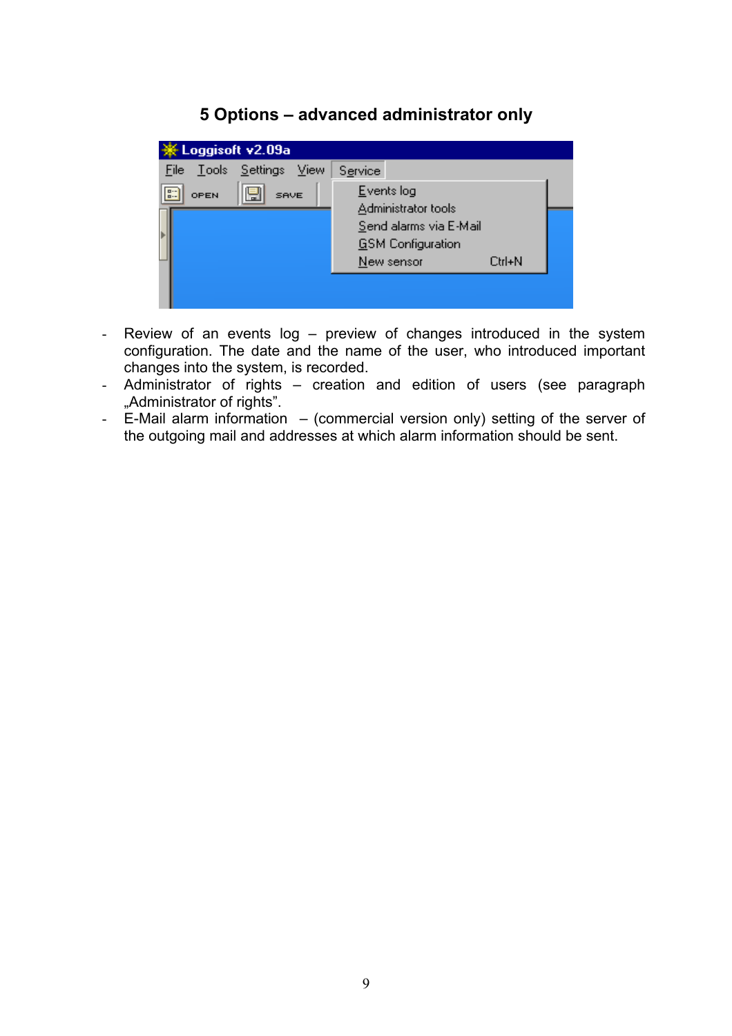# 5 Options – advanced administrator only

- Review of an events log – preview of changes introduced in the system configuration. The date and the name of the user, who introduced important changes into the system, is recorded.
- Administrator of rights – creation and edition of users (see paragraph „Administrator of rights".
- E-Mail alarm information – (commercial version only) setting of the server of the outgoing mail and addresses at which alarm information should be sent.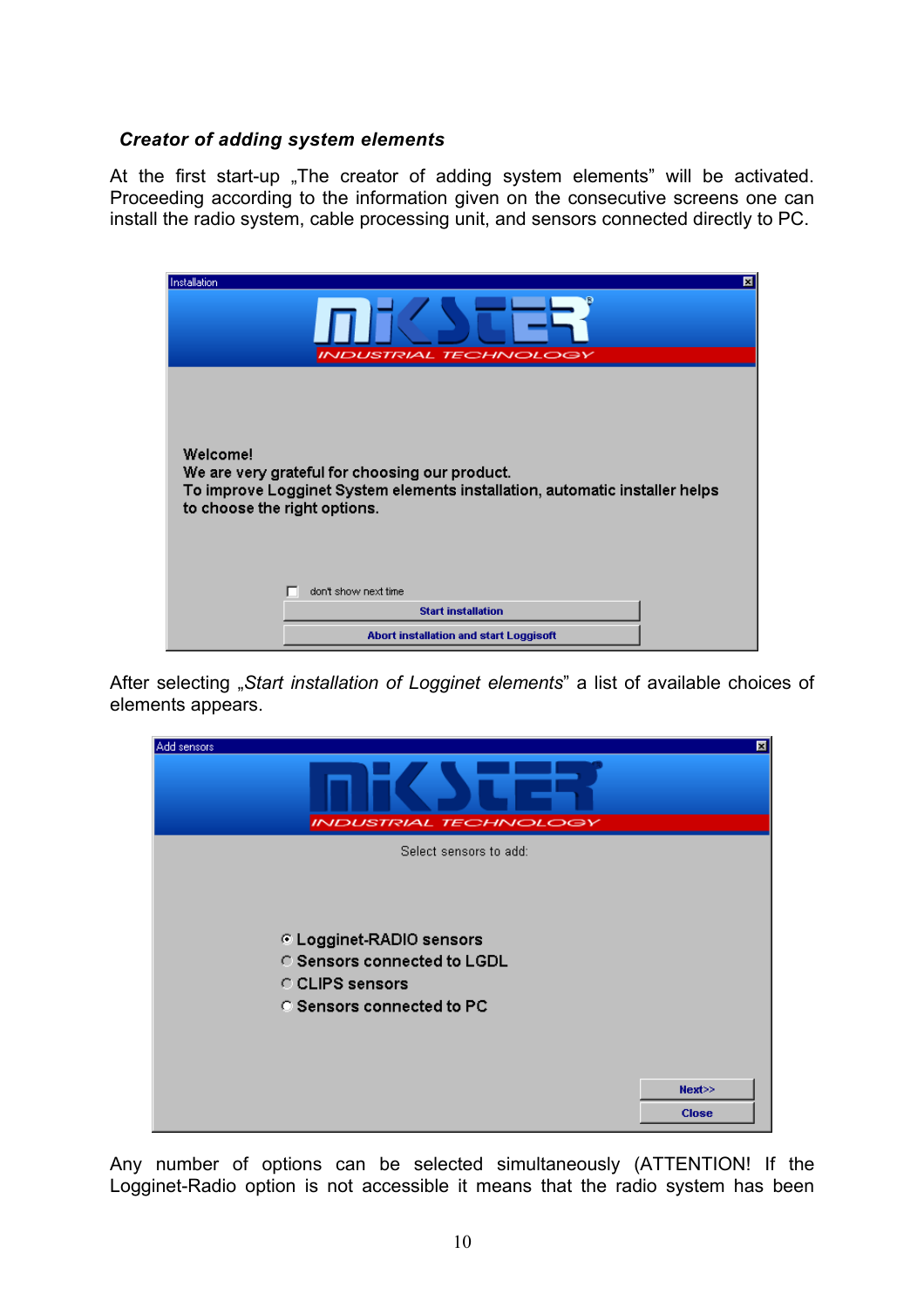### *Creator of adding system elements*

At the first start-up „The creator of adding system elements" will be activated. Proceeding according to the information given on the consecutive screens one can install the radio system, cable processing unit, and sensors connected directly to PC.

After selecting „*Start installation of Logginet elements*" a list of available choices of elements appears.

Any number of options can be selected simultaneously (ATTENTION! If the Logginet-Radio option is not accessible it means that the radio system has been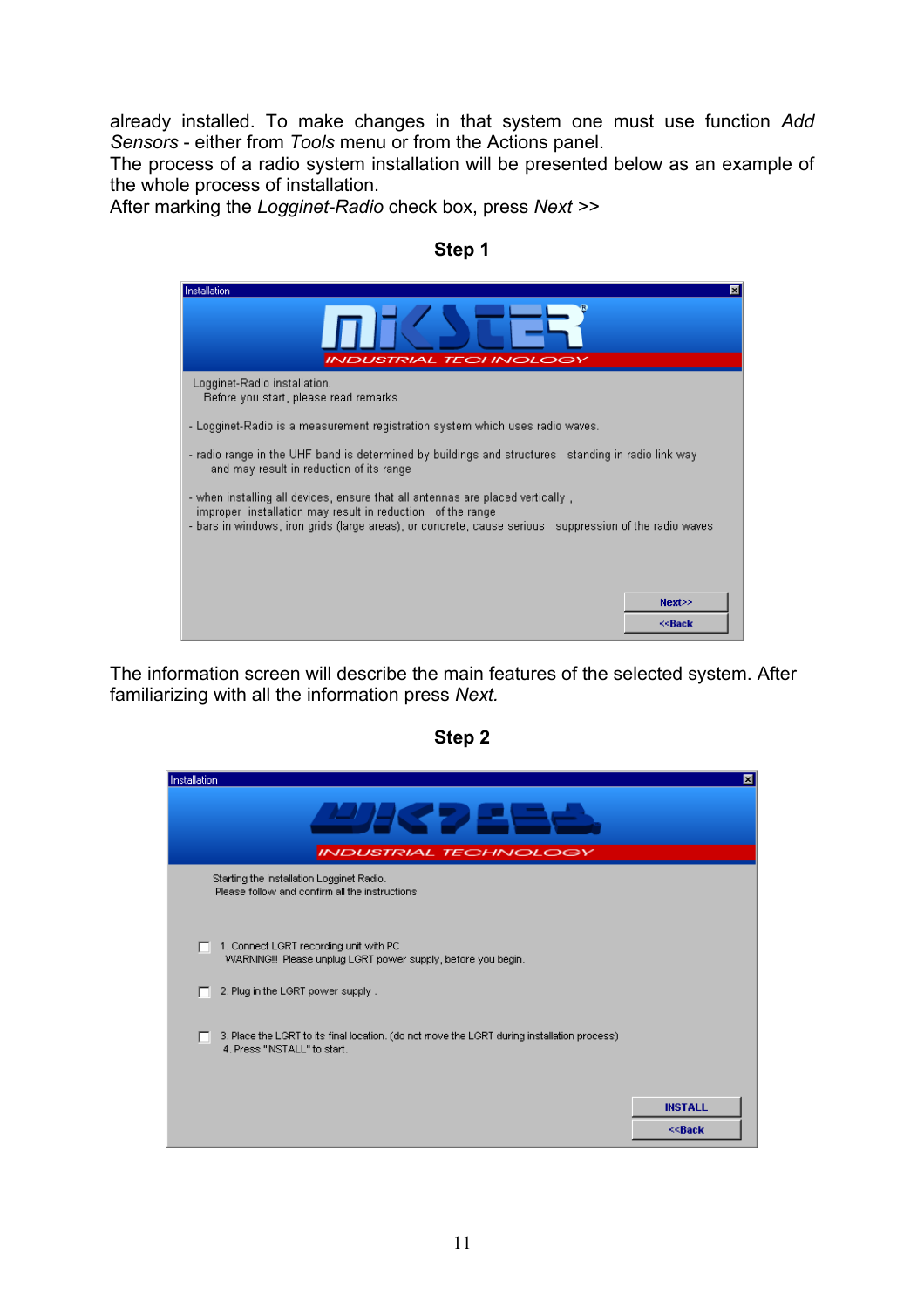already installed. To make changes in that system one must use function *Add Sensors* - either from *Tools* menu or from the Actions panel.
The process of a radio system installation will be presented below as an example of the whole process of installation.
After marking the *Logginet-Radio* check box, press *Next* >>

**Step 1**

Installation

INDUSTRIAL TECHNOLOGY

Logginet-Radio installation.
Before you start, please read remarks.

- Logginet-Radio is a measurement registration system which uses radio waves.

- radio range in the UHF band is determined by buildings and structures standing in radio link way and may result in reduction of its range

- when installing all devices, ensure that all antennas are placed vertically , improper installation may result in reduction of the range
- bars in windows, iron grids (large areas), or concrete, cause serious suppression of the radio waves

Next>>
<<Back

The information screen will describe the main features of the selected system. After familiarizing with all the information press *Next.*

**Step 2**

Installation

INDUSTRIAL TECHNOLOGY

Starting the installation Logginet Radio.
Please follow and confirm all the instructions

1. Connect LGRT recording unit with PC
WARNING!!! Please unplug LGRT power supply, before you begin.

2. Plug in the LGRT power supply .

3. Place the LGRT to its final location. (do not move the LGRT during installation process)
4. Press "INSTALL" to start.

INSTALL
<<Back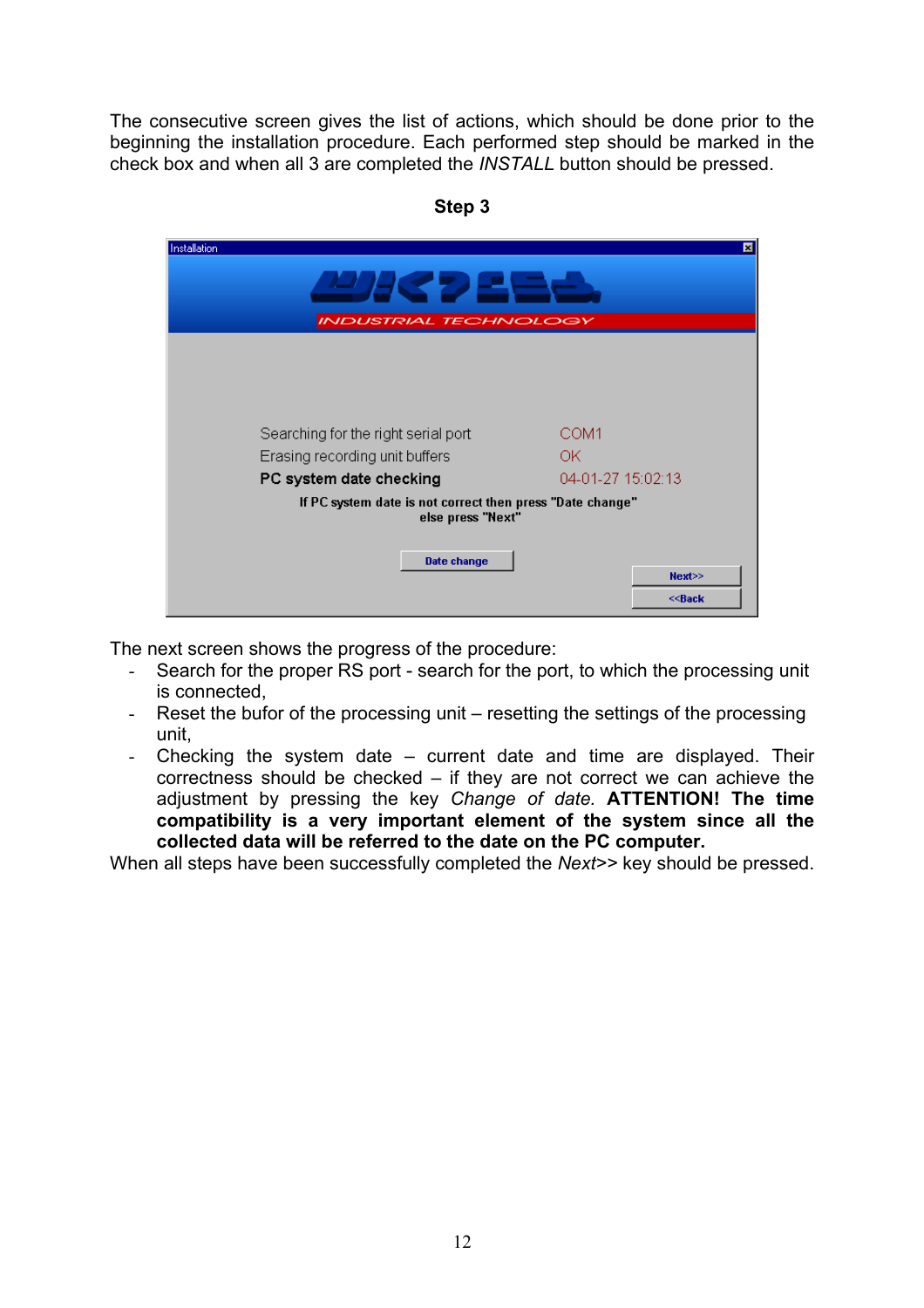The consecutive screen gives the list of actions, which should be done prior to the beginning the installation procedure. Each performed step should be marked in the check box and when all 3 are completed the *INSTALL* button should be pressed.

**Step 3**

Installation

INDUSTRIAL TECHNOLOGY

Searching for the right serial port COM1
Erasing recording unit buffers OK
**PC system date checking** 04-01-27 15:02:13

**If PC system date is not correct then press "Date change" else press "Next"**

Date change

Next>>

<<Back

The next screen shows the progress of the procedure:

- Search for the proper RS port - search for the port, to which the processing unit is connected,
- Reset the bufor of the processing unit – resetting the settings of the processing unit,
- Checking the system date – current date and time are displayed. Their correctness should be checked – if they are not correct we can achieve the adjustment by pressing the key *Change of date.* **ATTENTION! The time compatibility is a very important element of the system since all the collected data will be referred to the date on the PC computer.**

When all steps have been successfully completed the *Next>>* key should be pressed.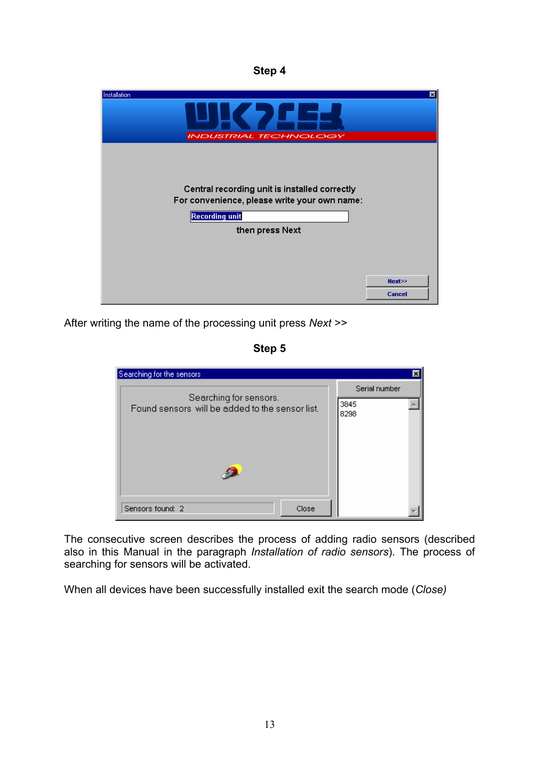**Step 4**

Installation

INDUSTRIAL TECHNOLOGY

Central recording unit is installed correctly
For convenience, please write your own name:

Recording unit

then press Next

Next>>

Cancel

After writing the name of the processing unit press *Next* >>

**Step 5**

Searching for the sensors

Searching for sensors.
Found sensors will be added to the sensor list.

Sensors found: 2

Close

Serial number

3845
8298

The consecutive screen describes the process of adding radio sensors (described also in this Manual in the paragraph *Installation of radio sensors*). The process of searching for sensors will be activated.

When all devices have been successfully installed exit the search mode (*Close)*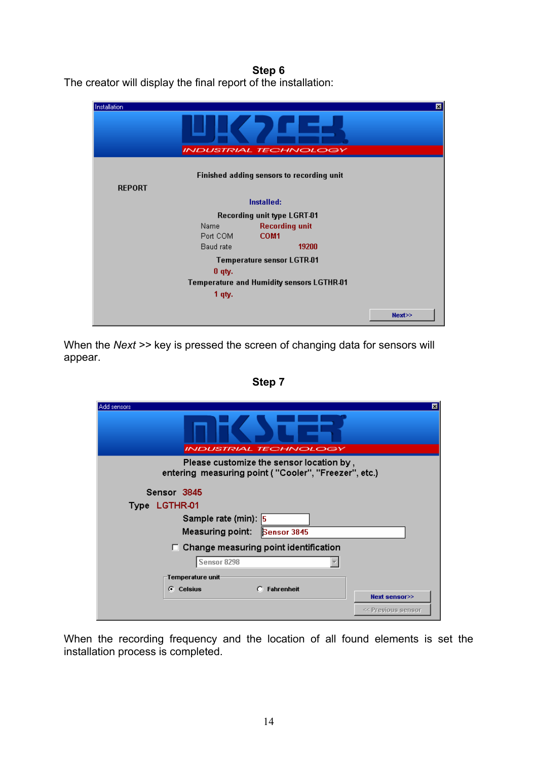## Step 6

The creator will display the final report of the installation:

Installation

INDUSTRIAL TECHNOLOGY

Finished adding sensors to recording unit

REPORT

Installed:

Recording unit type LGRT-01

Name Recording unit

Port COM COM1

Baud rate 19200

Temperature sensor LGTR-01

0 qty.

Temperature and Humidity sensors LGTHR-01

1 qty.

Next>>

When the *Next* >> key is pressed the screen of changing data for sensors will appear.

## Step 7

Add sensors

INDUSTRIAL TECHNOLOGY

Please customize the sensor location by , entering measuring point ( "Cooler", "Freezer", etc.)

Sensor 3845

Type LGTHR-01

Sample rate (min): 5

Measuring point: Sensor 3845

Change measuring point identification

Sensor 8298

Temperature unit

Celsius

Fahrenheit

Next sensor>>

<< Previous sensor

When the recording frequency and the location of all found elements is set the installation process is completed.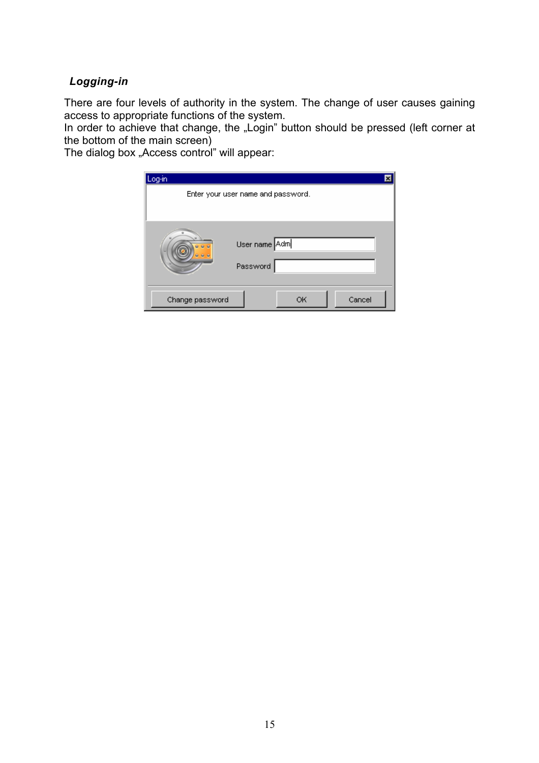### ***Logging-in***

There are four levels of authority in the system. The change of user causes gaining access to appropriate functions of the system.
In order to achieve that change, the „Login" button should be pressed (left corner at the bottom of the main screen)
The dialog box „Access control" will appear: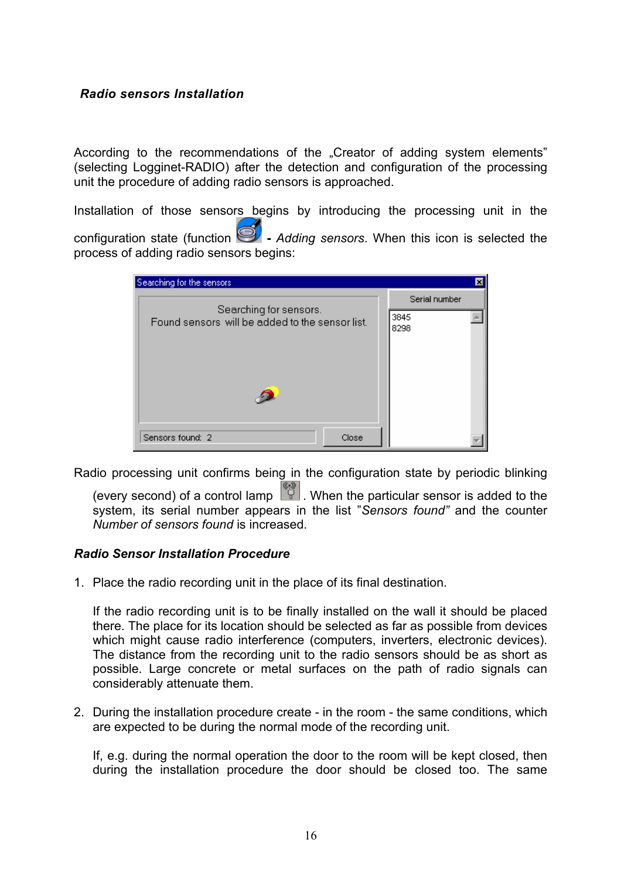**_Radio sensors Installation_**

According to the recommendations of the „Creator of adding system elements" (selecting Logginet-RADIO) after the detection and configuration of the processing unit the procedure of adding radio sensors is approached.

Installation of those sensors begins by introducing the processing unit in the configuration state (function **-** *Adding sensors*. When this icon is selected the process of adding radio sensors begins:

Radio processing unit confirms being in the configuration state by periodic blinking (every second) of a control lamp . When the particular sensor is added to the system, its serial number appears in the list "*Sensors found"* and the counter *Number of sensors found* is increased.

***Radio Sensor Installation Procedure***

1. Place the radio recording unit in the place of its final destination.

   If the radio recording unit is to be finally installed on the wall it should be placed there. The place for its location should be selected as far as possible from devices which might cause radio interference (computers, inverters, electronic devices). The distance from the recording unit to the radio sensors should be as short as possible. Large concrete or metal surfaces on the path of radio signals can considerably attenuate them.

2. During the installation procedure create - in the room - the same conditions, which are expected to be during the normal mode of the recording unit.

   If, e.g. during the normal operation the door to the room will be kept closed, then during the installation procedure the door should be closed too. The same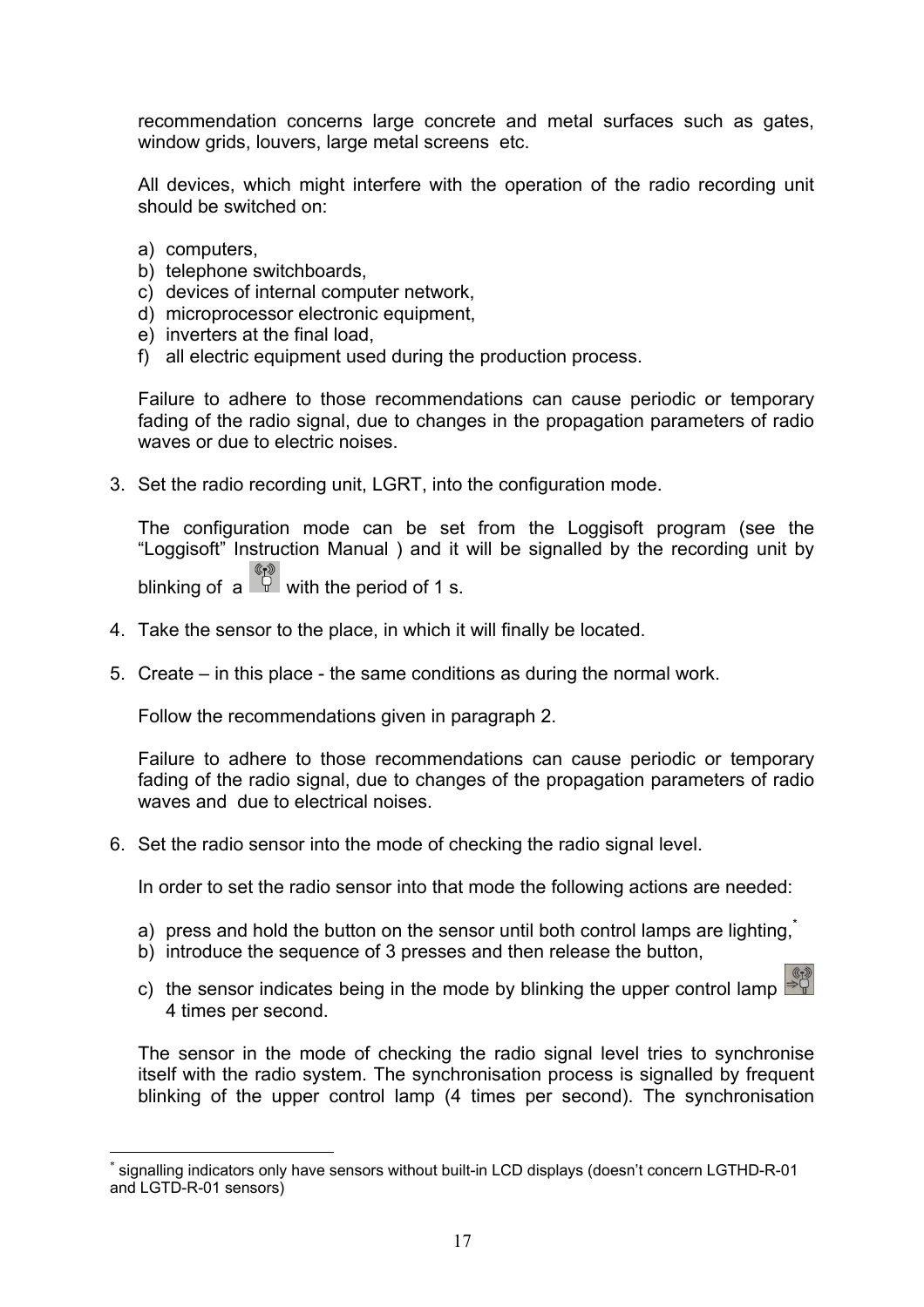recommendation concerns large concrete and metal surfaces such as gates, window grids, louvers, large metal screens etc.

All devices, which might interfere with the operation of the radio recording unit should be switched on:

a) computers,
b) telephone switchboards,
c) devices of internal computer network,
d) microprocessor electronic equipment,
e) inverters at the final load,
f) all electric equipment used during the production process.

Failure to adhere to those recommendations can cause periodic or temporary fading of the radio signal, due to changes in the propagation parameters of radio waves or due to electric noises.

3. Set the radio recording unit, LGRT, into the configuration mode.

   The configuration mode can be set from the Loggisoft program (see the “Loggisoft” Instruction Manual ) and it will be signalled by the recording unit by blinking of a with the period of 1 s.

4. Take the sensor to the place, in which it will finally be located.

5. Create – in this place - the same conditions as during the normal work.

   Follow the recommendations given in paragraph 2.

   Failure to adhere to those recommendations can cause periodic or temporary fading of the radio signal, due to changes of the propagation parameters of radio waves and due to electrical noises.

6. Set the radio sensor into the mode of checking the radio signal level.

   In order to set the radio sensor into that mode the following actions are needed:

   a) press and hold the button on the sensor until both control lamps are lighting,*
   b) introduce the sequence of 3 presses and then release the button,
   c) the sensor indicates being in the mode by blinking the upper control lamp 4 times per second.

   The sensor in the mode of checking the radio signal level tries to synchronise itself with the radio system. The synchronisation process is signalled by frequent blinking of the upper control lamp (4 times per second). The synchronisation

---

\* signalling indicators only have sensors without built-in LCD displays (doesn’t concern LGTHD-R-01 and LGTD-R-01 sensors)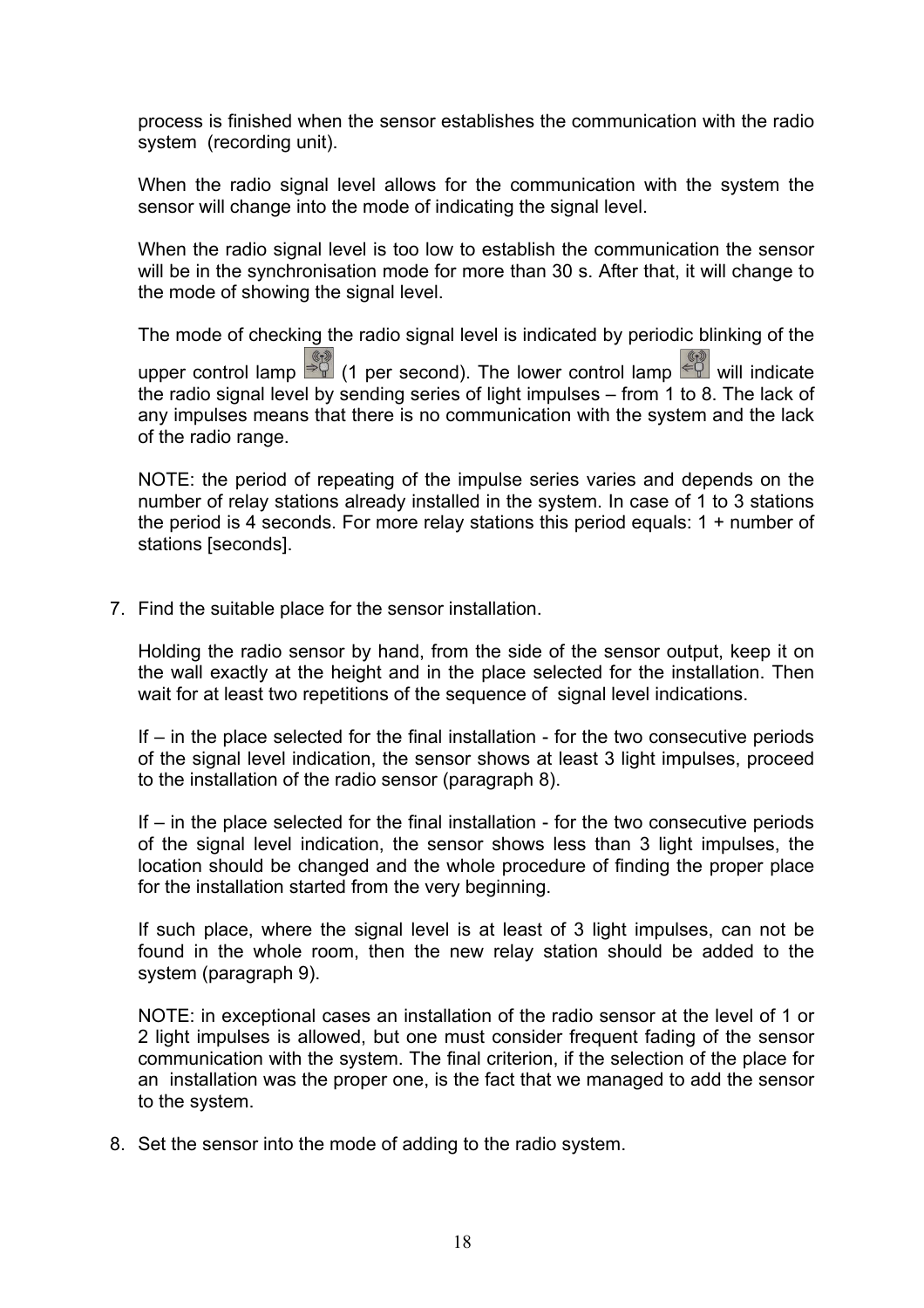process is finished when the sensor establishes the communication with the radio system (recording unit).

When the radio signal level allows for the communication with the system the sensor will change into the mode of indicating the signal level.

When the radio signal level is too low to establish the communication the sensor will be in the synchronisation mode for more than 30 s. After that, it will change to the mode of showing the signal level.

The mode of checking the radio signal level is indicated by periodic blinking of the upper control lamp (1 per second). The lower control lamp will indicate the radio signal level by sending series of light impulses – from 1 to 8. The lack of any impulses means that there is no communication with the system and the lack of the radio range.

NOTE: the period of repeating of the impulse series varies and depends on the number of relay stations already installed in the system. In case of 1 to 3 stations the period is 4 seconds. For more relay stations this period equals: 1 + number of stations [seconds].

7. Find the suitable place for the sensor installation.

   Holding the radio sensor by hand, from the side of the sensor output, keep it on the wall exactly at the height and in the place selected for the installation. Then wait for at least two repetitions of the sequence of signal level indications.

   If – in the place selected for the final installation - for the two consecutive periods of the signal level indication, the sensor shows at least 3 light impulses, proceed to the installation of the radio sensor (paragraph 8).

   If – in the place selected for the final installation - for the two consecutive periods of the signal level indication, the sensor shows less than 3 light impulses, the location should be changed and the whole procedure of finding the proper place for the installation started from the very beginning.

   If such place, where the signal level is at least of 3 light impulses, can not be found in the whole room, then the new relay station should be added to the system (paragraph 9).

   NOTE: in exceptional cases an installation of the radio sensor at the level of 1 or 2 light impulses is allowed, but one must consider frequent fading of the sensor communication with the system. The final criterion, if the selection of the place for an installation was the proper one, is the fact that we managed to add the sensor to the system.

8. Set the sensor into the mode of adding to the radio system.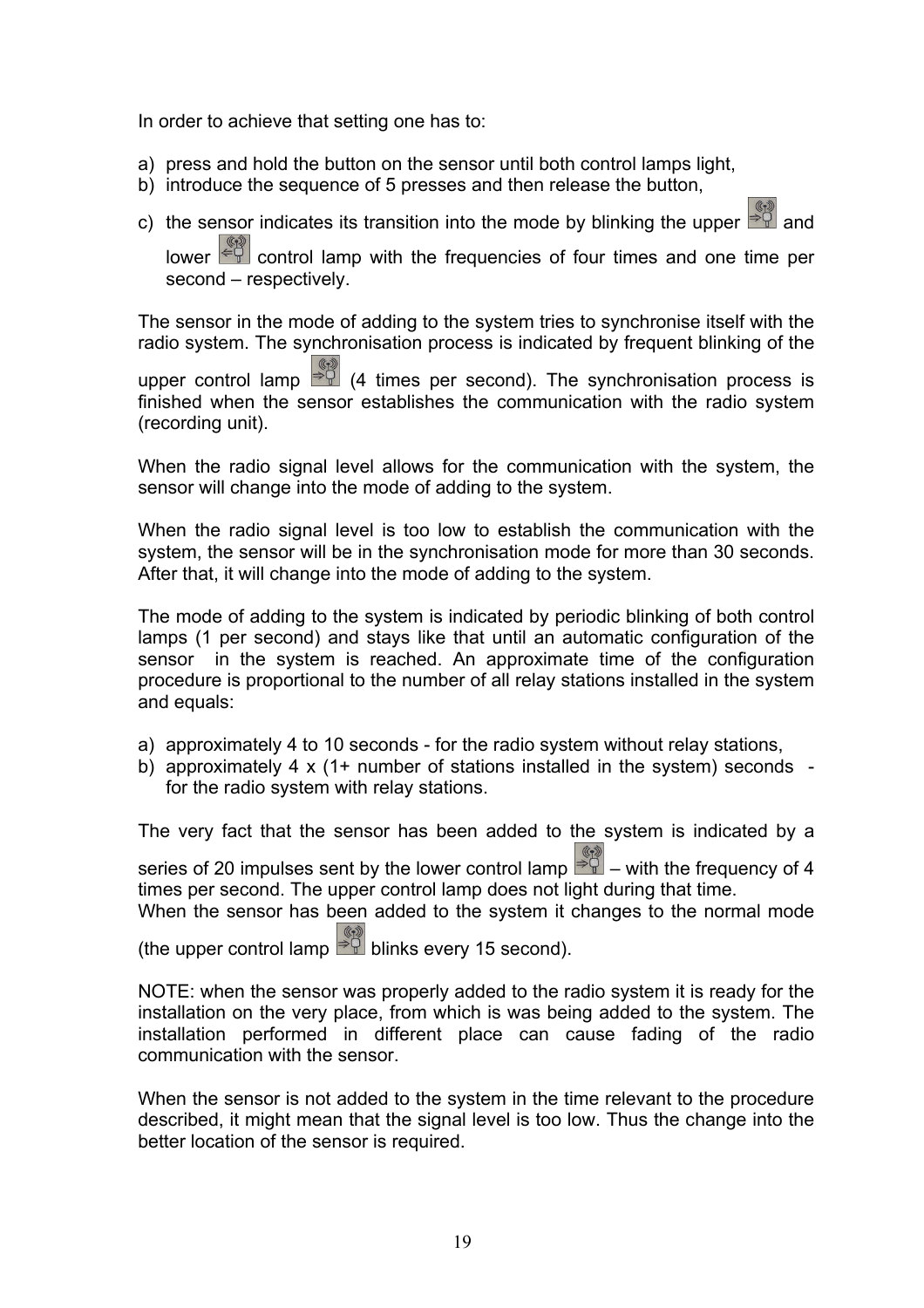In order to achieve that setting one has to:

a) press and hold the button on the sensor until both control lamps light,
b) introduce the sequence of 5 presses and then release the button,
c) the sensor indicates its transition into the mode by blinking the upper and lower control lamp with the frequencies of four times and one time per second – respectively.

The sensor in the mode of adding to the system tries to synchronise itself with the radio system. The synchronisation process is indicated by frequent blinking of the upper control lamp (4 times per second). The synchronisation process is finished when the sensor establishes the communication with the radio system (recording unit).

When the radio signal level allows for the communication with the system, the sensor will change into the mode of adding to the system.

When the radio signal level is too low to establish the communication with the system, the sensor will be in the synchronisation mode for more than 30 seconds. After that, it will change into the mode of adding to the system.

The mode of adding to the system is indicated by periodic blinking of both control lamps (1 per second) and stays like that until an automatic configuration of the sensor in the system is reached. An approximate time of the configuration procedure is proportional to the number of all relay stations installed in the system and equals:

a) approximately 4 to 10 seconds - for the radio system without relay stations,
b) approximately 4 x (1+ number of stations installed in the system) seconds - for the radio system with relay stations.

The very fact that the sensor has been added to the system is indicated by a series of 20 impulses sent by the lower control lamp – with the frequency of 4 times per second. The upper control lamp does not light during that time.
When the sensor has been added to the system it changes to the normal mode (the upper control lamp blinks every 15 second).

NOTE: when the sensor was properly added to the radio system it is ready for the installation on the very place, from which is was being added to the system. The installation performed in different place can cause fading of the radio communication with the sensor.

When the sensor is not added to the system in the time relevant to the procedure described, it might mean that the signal level is too low. Thus the change into the better location of the sensor is required.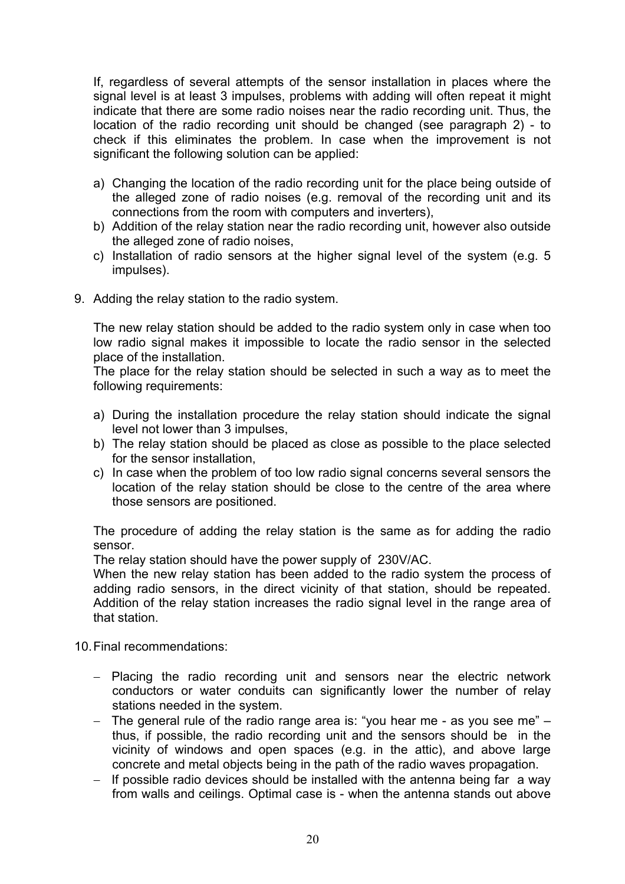If, regardless of several attempts of the sensor installation in places where the signal level is at least 3 impulses, problems with adding will often repeat it might indicate that there are some radio noises near the radio recording unit. Thus, the location of the radio recording unit should be changed (see paragraph 2) - to check if this eliminates the problem. In case when the improvement is not significant the following solution can be applied:

a) Changing the location of the radio recording unit for the place being outside of the alleged zone of radio noises (e.g. removal of the recording unit and its connections from the room with computers and inverters),
b) Addition of the relay station near the radio recording unit, however also outside the alleged zone of radio noises,
c) Installation of radio sensors at the higher signal level of the system (e.g. 5 impulses).

9. Adding the relay station to the radio system.

The new relay station should be added to the radio system only in case when too low radio signal makes it impossible to locate the radio sensor in the selected place of the installation.
The place for the relay station should be selected in such a way as to meet the following requirements:

a) During the installation procedure the relay station should indicate the signal level not lower than 3 impulses,
b) The relay station should be placed as close as possible to the place selected for the sensor installation,
c) In case when the problem of too low radio signal concerns several sensors the location of the relay station should be close to the centre of the area where those sensors are positioned.

The procedure of adding the relay station is the same as for adding the radio sensor.
The relay station should have the power supply of 230V/AC.
When the new relay station has been added to the radio system the process of adding radio sensors, in the direct vicinity of that station, should be repeated. Addition of the relay station increases the radio signal level in the range area of that station.

10. Final recommendations:

- Placing the radio recording unit and sensors near the electric network conductors or water conduits can significantly lower the number of relay stations needed in the system.
- The general rule of the radio range area is: "you hear me - as you see me" – thus, if possible, the radio recording unit and the sensors should be in the vicinity of windows and open spaces (e.g. in the attic), and above large concrete and metal objects being in the path of the radio waves propagation.
- If possible radio devices should be installed with the antenna being far a way from walls and ceilings. Optimal case is - when the antenna stands out above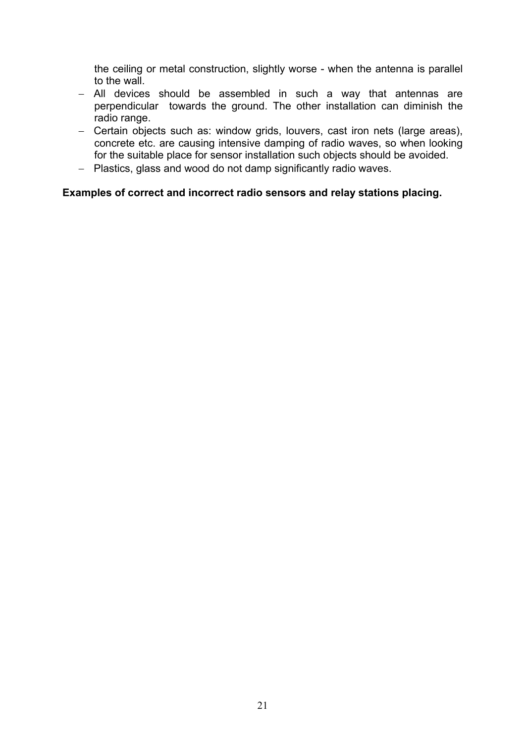the ceiling or metal construction, slightly worse - when the antenna is parallel to the wall.

- All devices should be assembled in such a way that antennas are perpendicular towards the ground. The other installation can diminish the radio range.
- Certain objects such as: window grids, louvers, cast iron nets (large areas), concrete etc. are causing intensive damping of radio waves, so when looking for the suitable place for sensor installation such objects should be avoided.
- Plastics, glass and wood do not damp significantly radio waves.

**Examples of correct and incorrect radio sensors and relay stations placing.**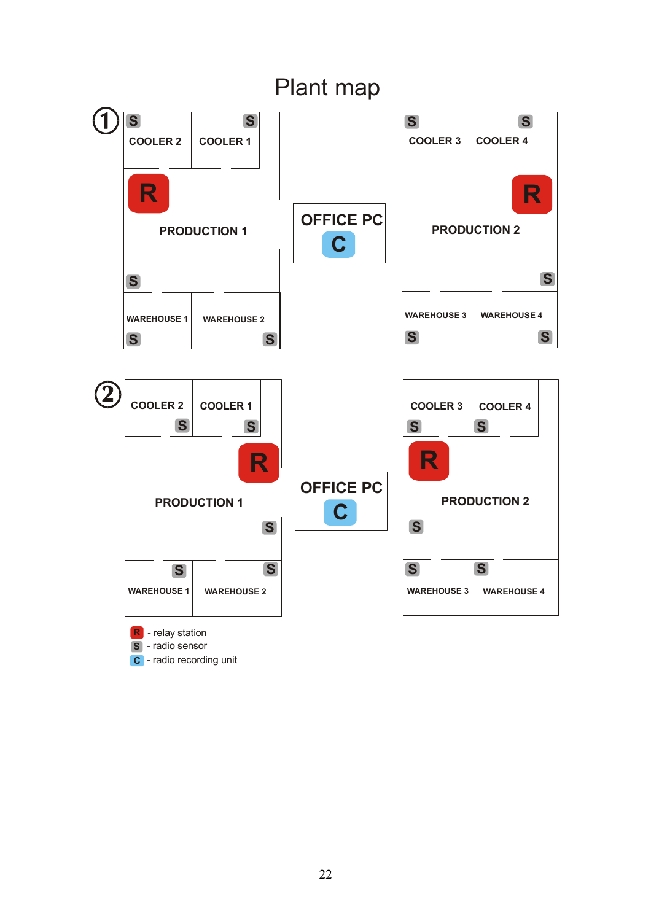# Plant map

①

COOLER 2 | COOLER 1 | COOLER 3 | COOLER 4

PRODUCTION 1 | OFFICE PC | PRODUCTION 2

WAREHOUSE 1 | WAREHOUSE 2 | WAREHOUSE 3 | WAREHOUSE 4

②

COOLER 2 | COOLER 1 | COOLER 3 | COOLER 4

PRODUCTION 1 | OFFICE PC | PRODUCTION 2

WAREHOUSE 1 | WAREHOUSE 2 | WAREHOUSE 3 | WAREHOUSE 4

- R - relay station
- S - radio sensor
- C - radio recording unit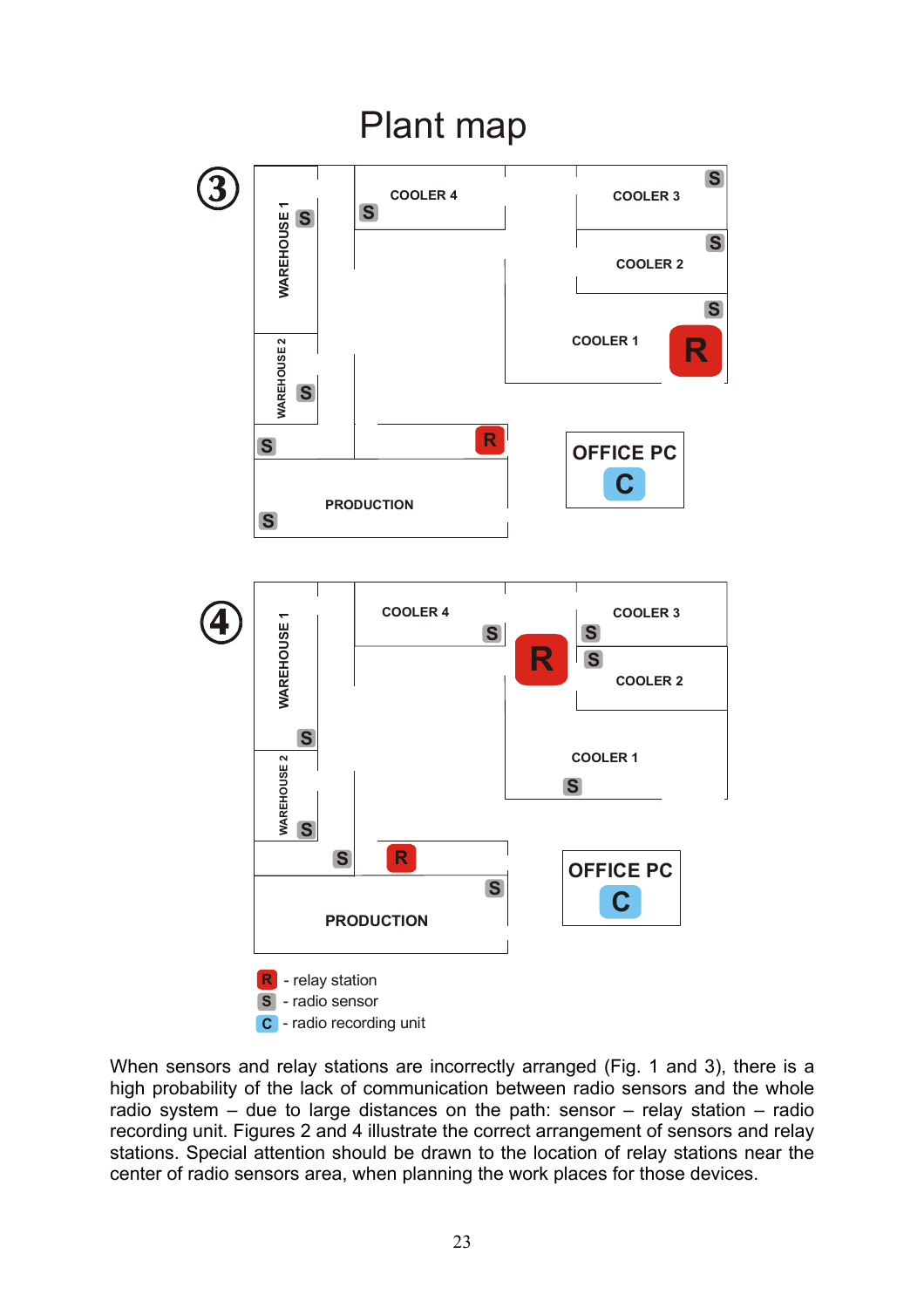# Plant map

③

WAREHOUSE 1 S | COOLER 4 S | COOLER 3 S | COOLER 2 S | S COOLER 1 R

WAREHOUSE 2 S | S R | OFFICE PC C

PRODUCTION S

④

WAREHOUSE 1 S | COOLER 4 S | R | S COOLER 3 | S COOLER 2 | COOLER 1 S

WAREHOUSE 2 S | S R | S | OFFICE PC C

PRODUCTION

R - relay station
S - radio sensor
C - radio recording unit

When sensors and relay stations are incorrectly arranged (Fig. 1 and 3), there is a high probability of the lack of communication between radio sensors and the whole radio system – due to large distances on the path: sensor – relay station – radio recording unit. Figures 2 and 4 illustrate the correct arrangement of sensors and relay stations. Special attention should be drawn to the location of relay stations near the center of radio sensors area, when planning the work places for those devices.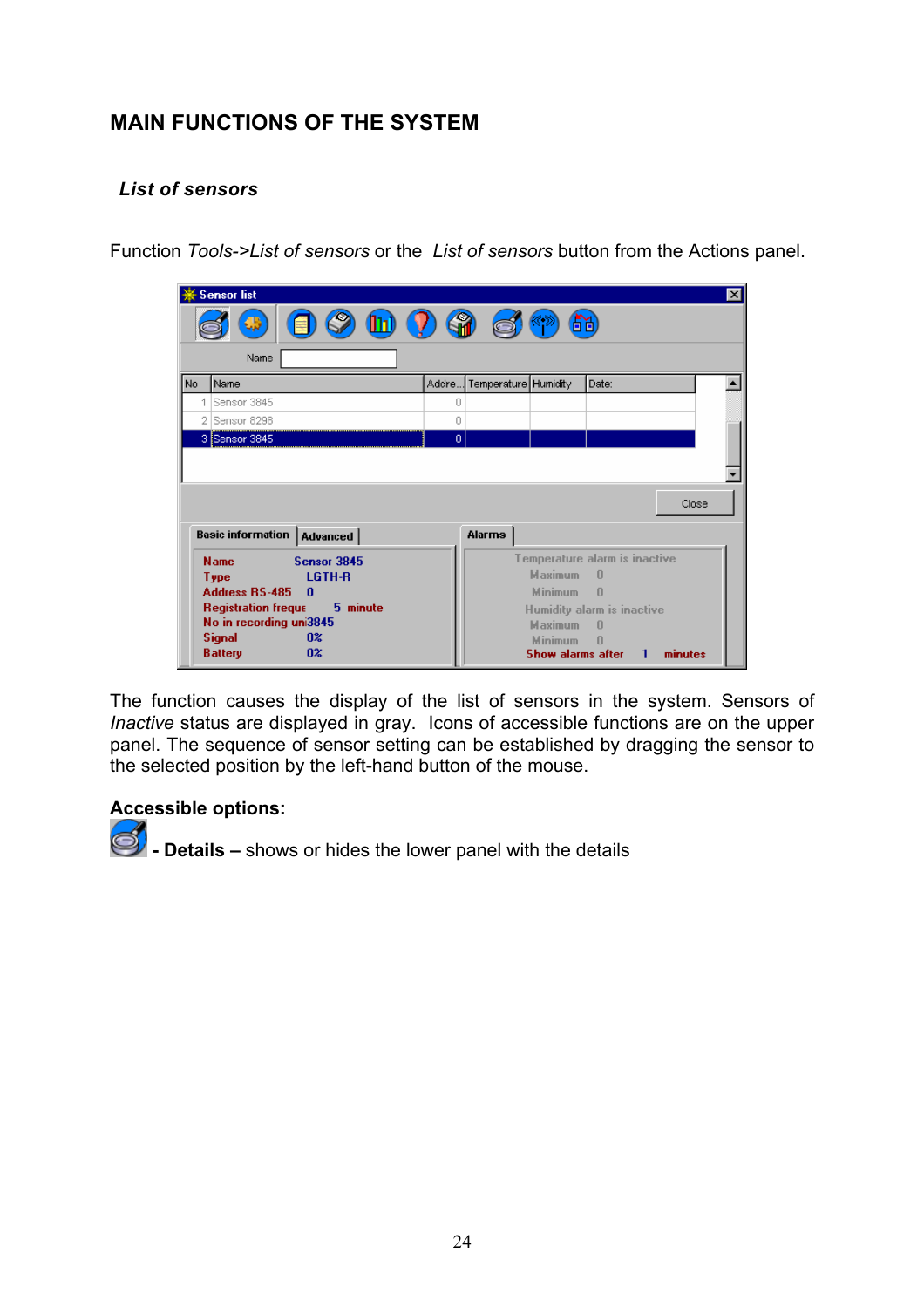# MAIN FUNCTIONS OF THE SYSTEM

## *List of sensors*

Function *Tools->List of sensors* or the *List of sensors* button from the Actions panel.

The function causes the display of the list of sensors in the system. Sensors of *Inactive* status are displayed in gray. Icons of accessible functions are on the upper panel. The sequence of sensor setting can be established by dragging the sensor to the selected position by the left-hand button of the mouse.

**Accessible options:**

**- Details –** shows or hides the lower panel with the details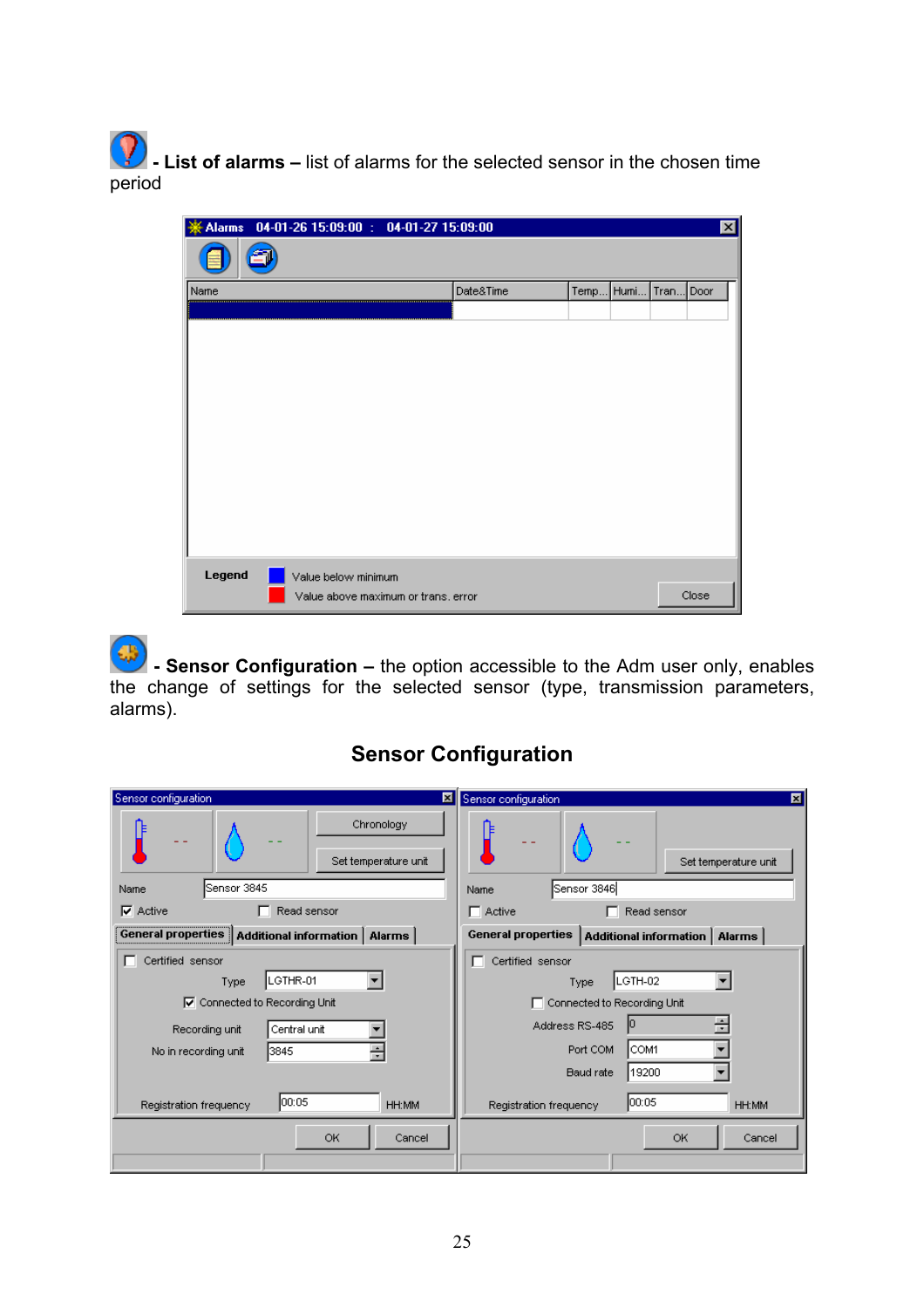**- List of alarms –** list of alarms for the selected sensor in the chosen time period

**- Sensor Configuration –** the option accessible to the Adm user only, enables the change of settings for the selected sensor (type, transmission parameters, alarms).

## Sensor Configuration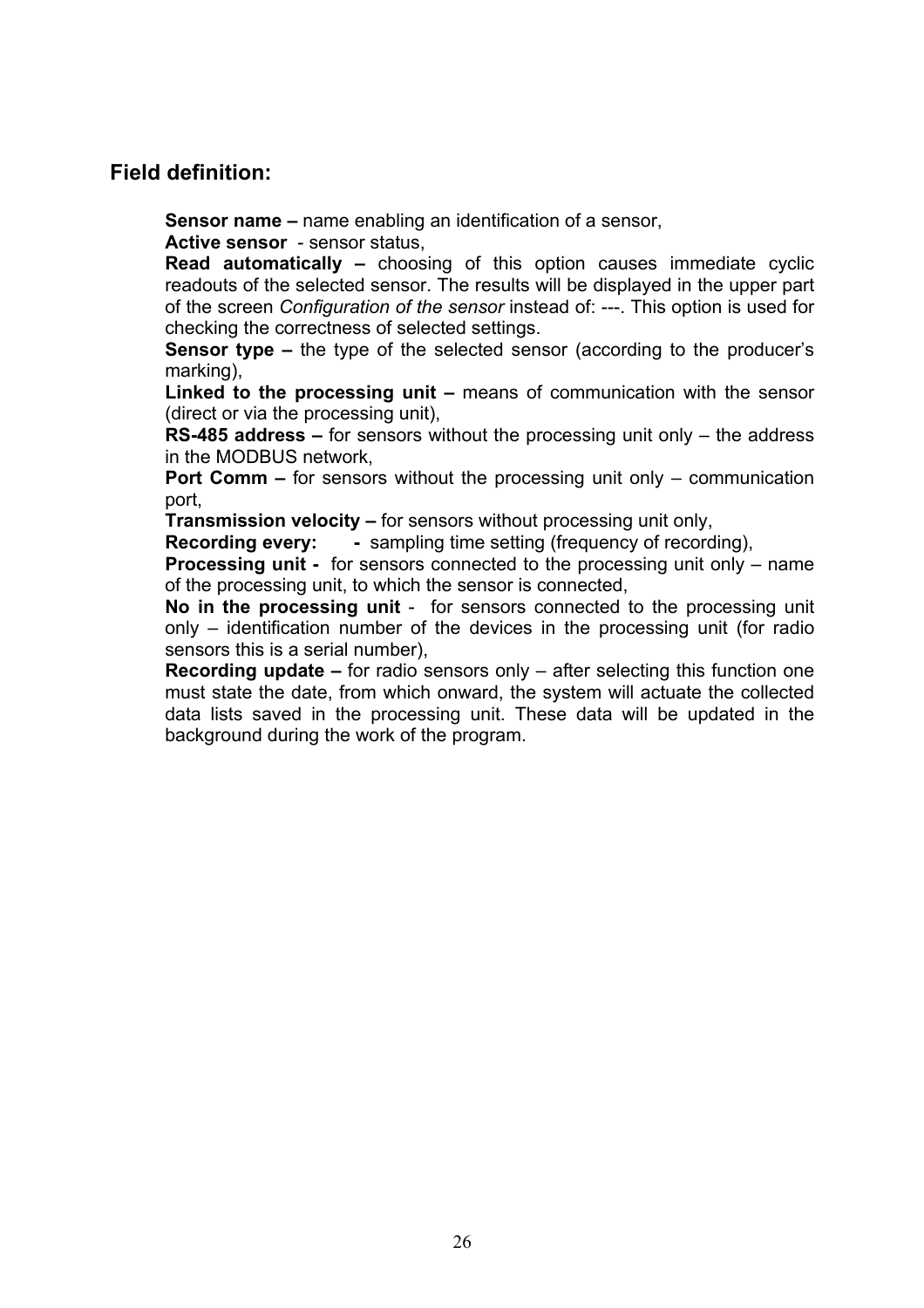## Field definition:

**Sensor name –** name enabling an identification of a sensor,

**Active sensor** - sensor status,

**Read automatically –** choosing of this option causes immediate cyclic readouts of the selected sensor. The results will be displayed in the upper part of the screen *Configuration of the sensor* instead of: ---. This option is used for checking the correctness of selected settings.

**Sensor type –** the type of the selected sensor (according to the producer's marking),

**Linked to the processing unit –** means of communication with the sensor (direct or via the processing unit),

**RS-485 address –** for sensors without the processing unit only – the address in the MODBUS network,

**Port Comm –** for sensors without the processing unit only – communication port,

**Transmission velocity –** for sensors without processing unit only,

**Recording every: -** sampling time setting (frequency of recording),

**Processing unit -** for sensors connected to the processing unit only – name of the processing unit, to which the sensor is connected,

**No in the processing unit** - for sensors connected to the processing unit only – identification number of the devices in the processing unit (for radio sensors this is a serial number),

**Recording update –** for radio sensors only – after selecting this function one must state the date, from which onward, the system will actuate the collected data lists saved in the processing unit. These data will be updated in the background during the work of the program.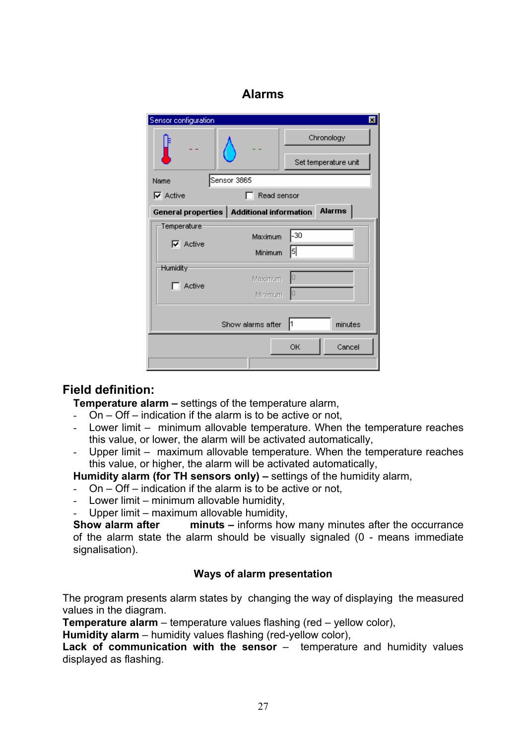## Alarms

## Field definition:

**Temperature alarm –** settings of the temperature alarm,

- On – Off – indication if the alarm is to be active or not,
- Lower limit – minimum allowable temperature. When the temperature reaches this value, or lower, the alarm will be activated automatically,
- Upper limit – maximum allowable temperature. When the temperature reaches this value, or higher, the alarm will be activated automatically,

**Humidity alarm (for TH sensors only) –** settings of the humidity alarm,

- On – Off – indication if the alarm is to be active or not,
- Lower limit – minimum allowable humidity,
- Upper limit – maximum allowable humidity,

**Show alarm after minuts –** informs how many minutes after the occurrance of the alarm state the alarm should be visually signaled (0 - means immediate signalisation).

### Ways of alarm presentation

The program presents alarm states by changing the way of displaying the measured values in the diagram.

**Temperature alarm** – temperature values flashing (red – yellow color),

**Humidity alarm** – humidity values flashing (red-yellow color),

**Lack of communication with the sensor** – temperature and humidity values displayed as flashing.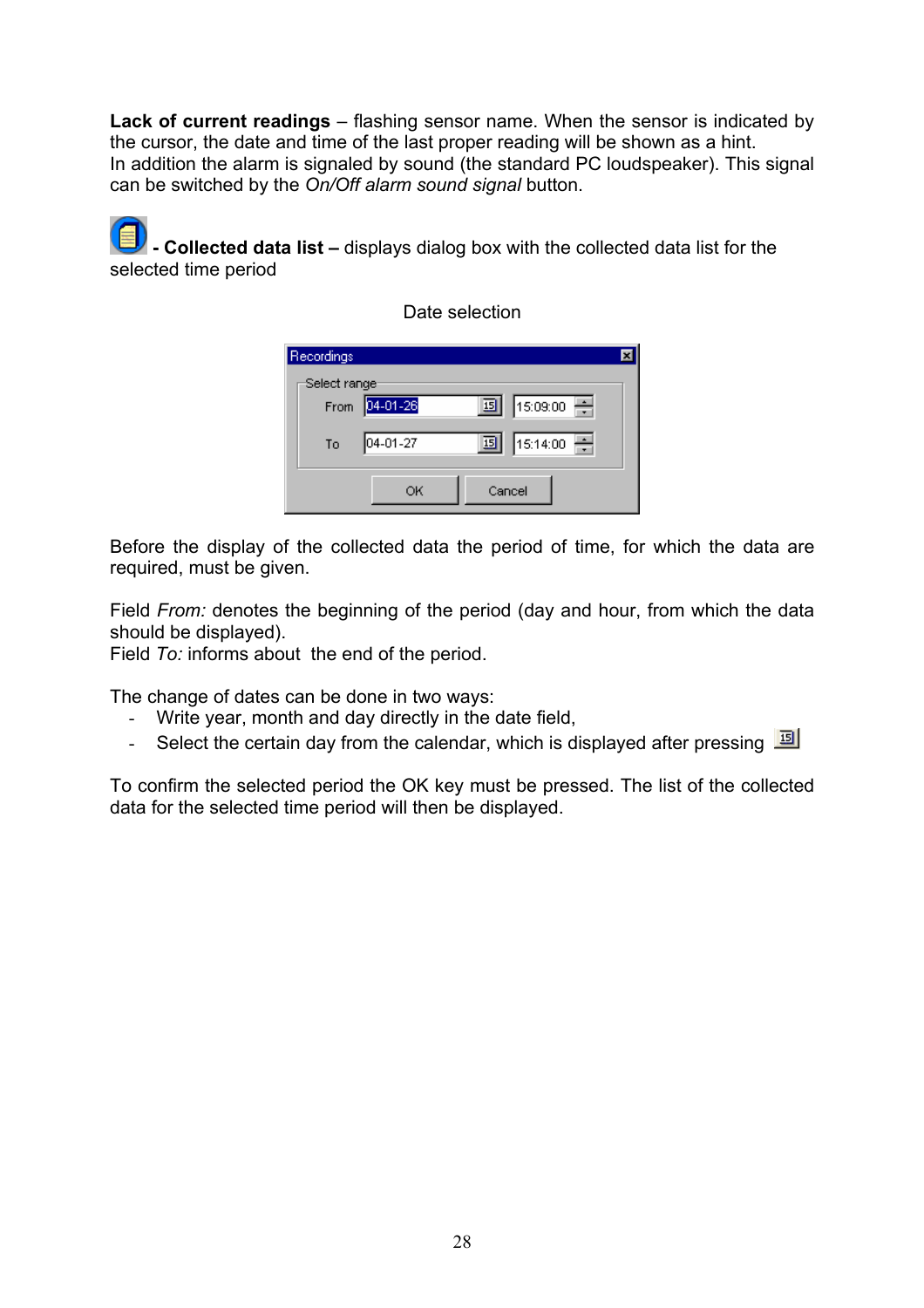**Lack of current readings** – flashing sensor name. When the sensor is indicated by the cursor, the date and time of the last proper reading will be shown as a hint.
In addition the alarm is signaled by sound (the standard PC loudspeaker). This signal can be switched by the *On/Off alarm sound signal* button.

**- Collected data list –** displays dialog box with the collected data list for the selected time period

Date selection

Before the display of the collected data the period of time, for which the data are required, must be given.

Field *From:* denotes the beginning of the period (day and hour, from which the data should be displayed).
Field *To:* informs about the end of the period.

The change of dates can be done in two ways:

- Write year, month and day directly in the date field,
- Select the certain day from the calendar, which is displayed after pressing

To confirm the selected period the OK key must be pressed. The list of the collected data for the selected time period will then be displayed.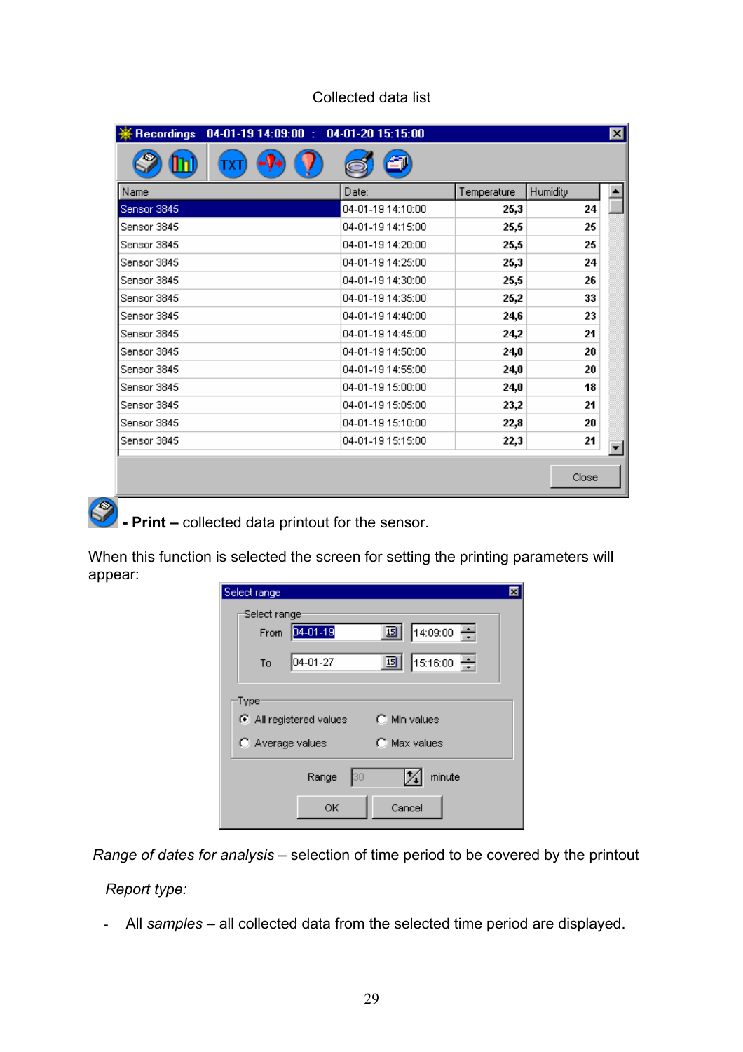Collected data list

| Name | Date: | Temperature | Humidity |
|---|---|---|---|
| Sensor 3845 | 04-01-19 14:10:00 | 25,3 | 24 |
| Sensor 3845 | 04-01-19 14:15:00 | 25,5 | 25 |
| Sensor 3845 | 04-01-19 14:20:00 | 25,5 | 25 |
| Sensor 3845 | 04-01-19 14:25:00 | 25,3 | 24 |
| Sensor 3845 | 04-01-19 14:30:00 | 25,5 | 26 |
| Sensor 3845 | 04-01-19 14:35:00 | 25,2 | 33 |
| Sensor 3845 | 04-01-19 14:40:00 | 24,6 | 23 |
| Sensor 3845 | 04-01-19 14:45:00 | 24,2 | 21 |
| Sensor 3845 | 04-01-19 14:50:00 | 24,0 | 20 |
| Sensor 3845 | 04-01-19 14:55:00 | 24,0 | 20 |
| Sensor 3845 | 04-01-19 15:00:00 | 24,0 | 18 |
| Sensor 3845 | 04-01-19 15:05:00 | 23,2 | 21 |
| Sensor 3845 | 04-01-19 15:10:00 | 22,8 | 20 |
| Sensor 3845 | 04-01-19 15:15:00 | 22,3 | 21 |

**- Print –** collected data printout for the sensor.

When this function is selected the screen for setting the printing parameters will appear:

Select range

- From: 04-01-19 14:09:00
- To: 04-01-27 15:16:00
- Type: All registered values / Min values / Average values / Max values
- Range: 30 minute

*Range of dates for analysis* – selection of time period to be covered by the printout

*Report type:*

- All *samples* – all collected data from the selected time period are displayed.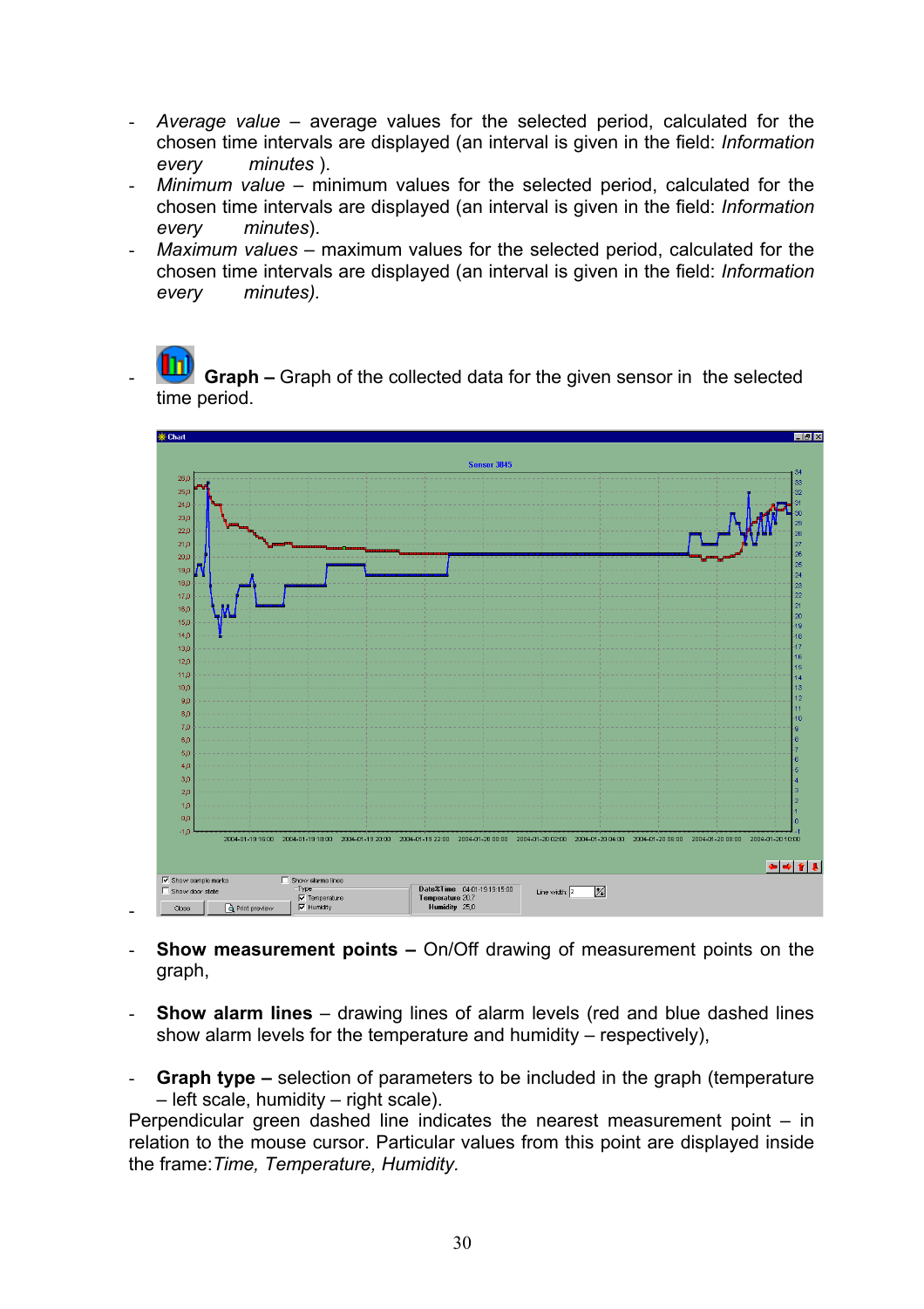- *Average value* – average values for the selected period, calculated for the chosen time intervals are displayed (an interval is given in the field: *Information every minutes* ).
- *Minimum value* – minimum values for the selected period, calculated for the chosen time intervals are displayed (an interval is given in the field: *Information every minutes*).
- *Maximum values* – maximum values for the selected period, calculated for the chosen time intervals are displayed (an interval is given in the field: *Information every minutes).*

- **Graph –** Graph of the collected data for the given sensor in the selected time period.

- **Show measurement points –** On/Off drawing of measurement points on the graph,

- **Show alarm lines** – drawing lines of alarm levels (red and blue dashed lines show alarm levels for the temperature and humidity – respectively),

- **Graph type –** selection of parameters to be included in the graph (temperature – left scale, humidity – right scale).

Perpendicular green dashed line indicates the nearest measurement point – in relation to the mouse cursor. Particular values from this point are displayed inside the frame: *Time, Temperature, Humidity.*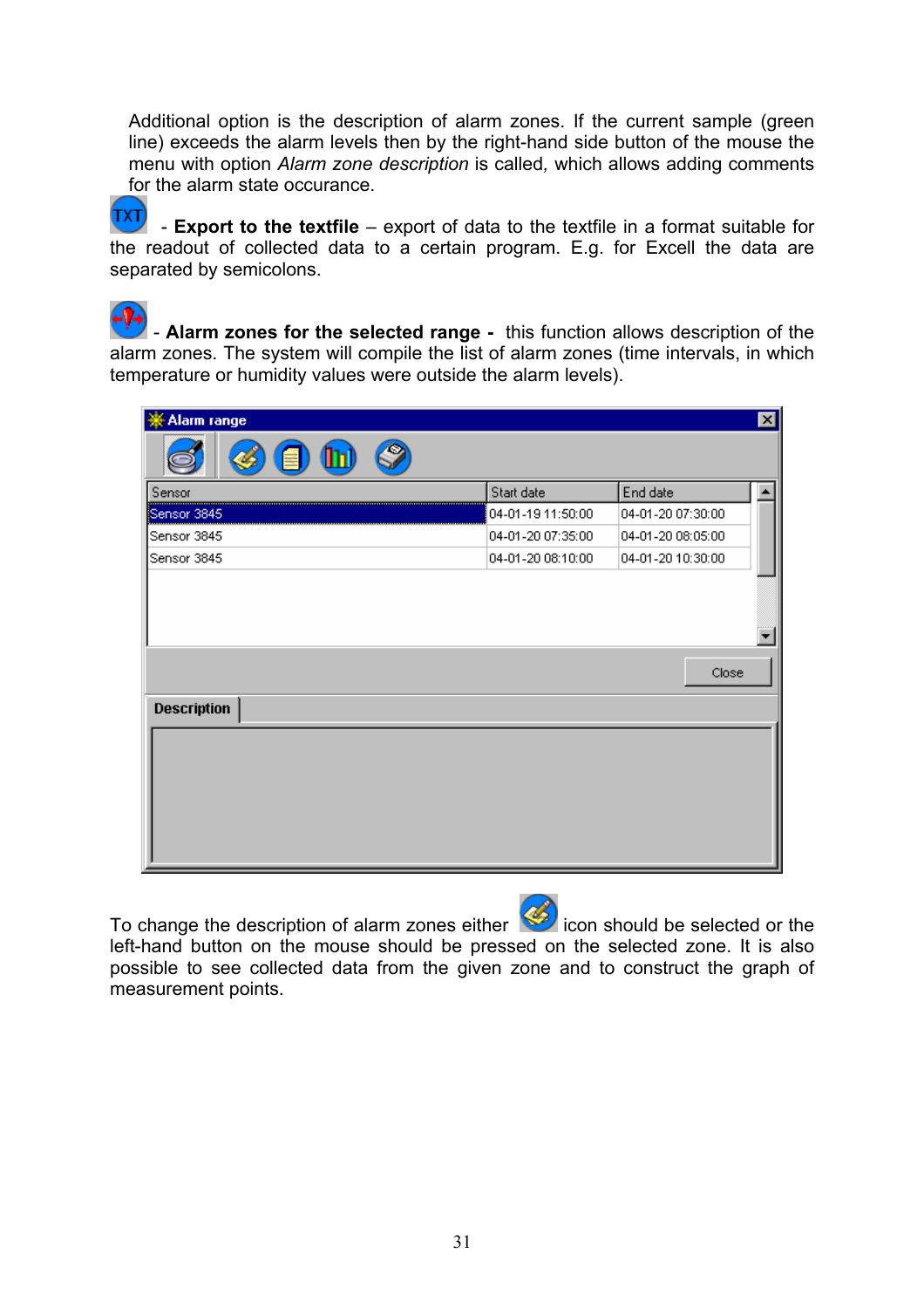Additional option is the description of alarm zones. If the current sample (green line) exceeds the alarm levels then by the right-hand side button of the mouse the menu with option *Alarm zone description* is called, which allows adding comments for the alarm state occurance.

TXT - **Export to the textfile** – export of data to the textfile in a format suitable for the readout of collected data to a certain program. E.g. for Excell the data are separated by semicolons.

- **Alarm zones for the selected range -** this function allows description of the alarm zones. The system will compile the list of alarm zones (time intervals, in which temperature or humidity values were outside the alarm levels).

**Alarm range**

| Sensor | Start date | End date |
|---|---|---|
| Sensor 3845 | 04-01-19 11:50:00 | 04-01-20 07:30:00 |
| Sensor 3845 | 04-01-20 07:35:00 | 04-01-20 08:05:00 |
| Sensor 3845 | 04-01-20 08:10:00 | 04-01-20 10:30:00 |

Close

**Description**

To change the description of alarm zones either icon should be selected or the left-hand button on the mouse should be pressed on the selected zone. It is also possible to see collected data from the given zone and to construct the graph of measurement points.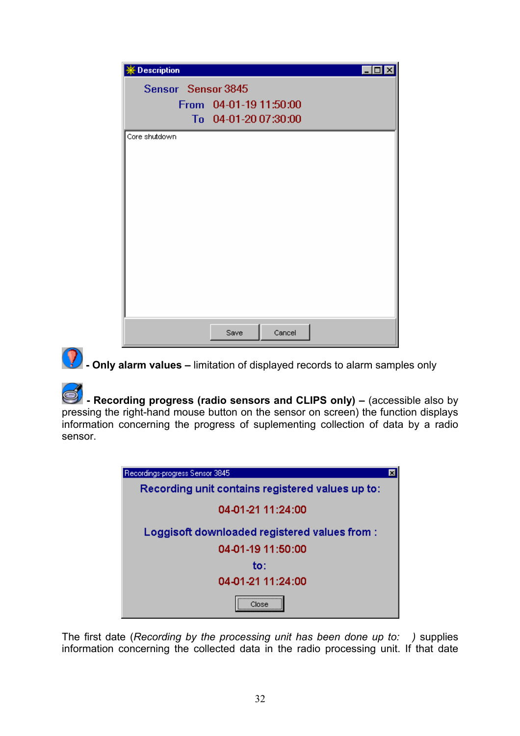**Description**

Sensor Sensor 3845
From 04-01-19 11:50:00
To 04-01-20 07:30:00

Core shutdown

Save Cancel

**- Only alarm values –** limitation of displayed records to alarm samples only

**- Recording progress (radio sensors and CLIPS only) –** (accessible also by pressing the right-hand mouse button on the sensor on screen) the function displays information concerning the progress of suplementing collection of data by a radio sensor.

Recordings-progress Sensor 3845

Recording unit contains registered values up to:

04-01-21 11:24:00

Loggisoft downloaded registered values from :

04-01-19 11:50:00

to:

04-01-21 11:24:00

Close

The first date (*Recording by the processing unit has been done up to:* ) supplies information concerning the collected data in the radio processing unit. If that date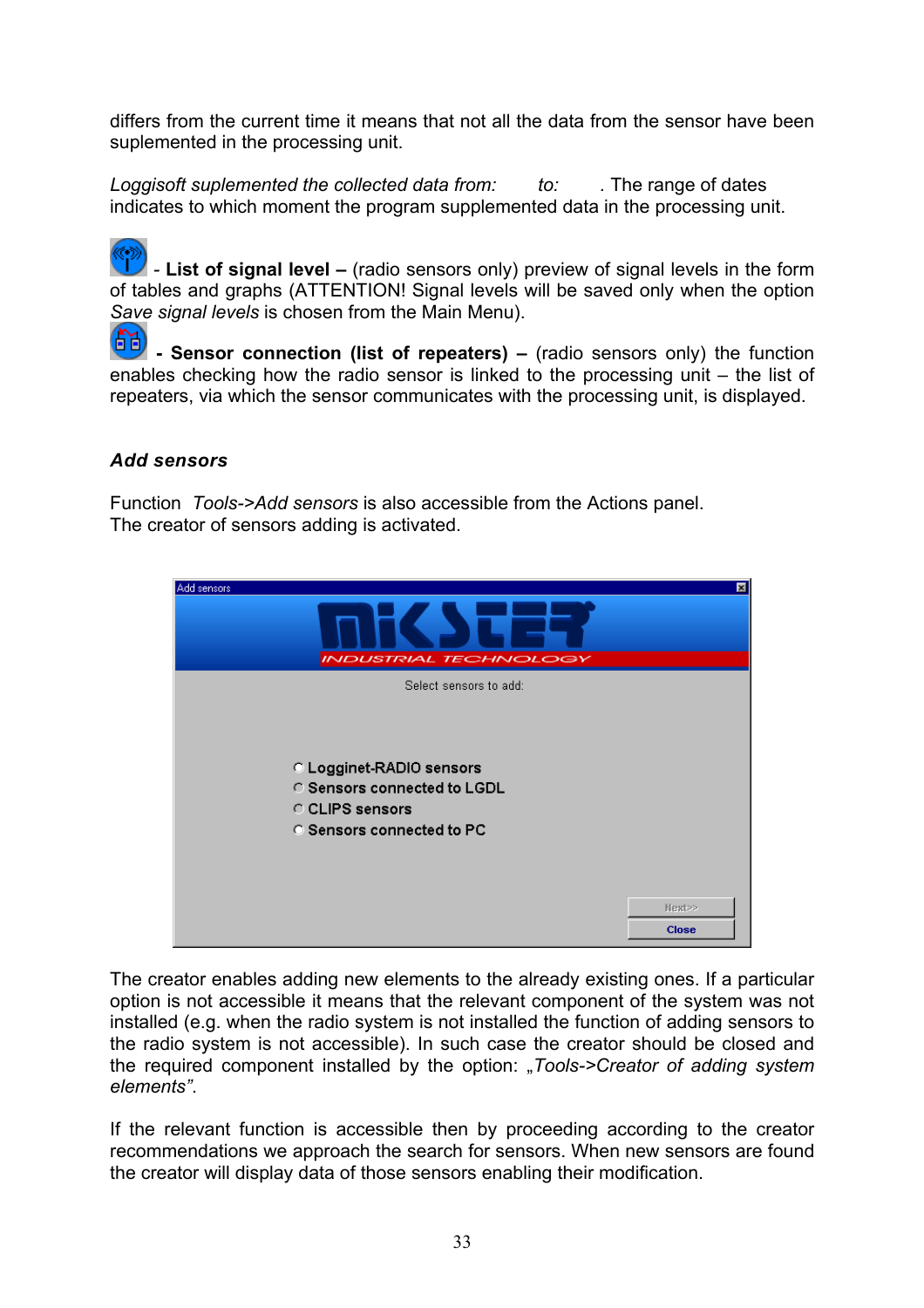differs from the current time it means that not all the data from the sensor have been suplemented in the processing unit.

*Loggisoft suplemented the collected data from:* *to:* . The range of dates indicates to which moment the program supplemented data in the processing unit.

- **List of signal level –** (radio sensors only) preview of signal levels in the form of tables and graphs (ATTENTION! Signal levels will be saved only when the option *Save signal levels* is chosen from the Main Menu).

- **Sensor connection (list of repeaters) –** (radio sensors only) the function enables checking how the radio sensor is linked to the processing unit – the list of repeaters, via which the sensor communicates with the processing unit, is displayed.

### *Add sensors*

Function *Tools->Add sensors* is also accessible from the Actions panel.
The creator of sensors adding is activated.

Add sensors

MIKSTER INDUSTRIAL TECHNOLOGY

Select sensors to add:

- Logginet-RADIO sensors
- Sensors connected to LGDL
- CLIPS sensors
- Sensors connected to PC

Next>>
Close

The creator enables adding new elements to the already existing ones. If a particular option is not accessible it means that the relevant component of the system was not installed (e.g. when the radio system is not installed the function of adding sensors to the radio system is not accessible). In such case the creator should be closed and the required component installed by the option: „*Tools->Creator of adding system elements”*.

If the relevant function is accessible then by proceeding according to the creator recommendations we approach the search for sensors. When new sensors are found the creator will display data of those sensors enabling their modification.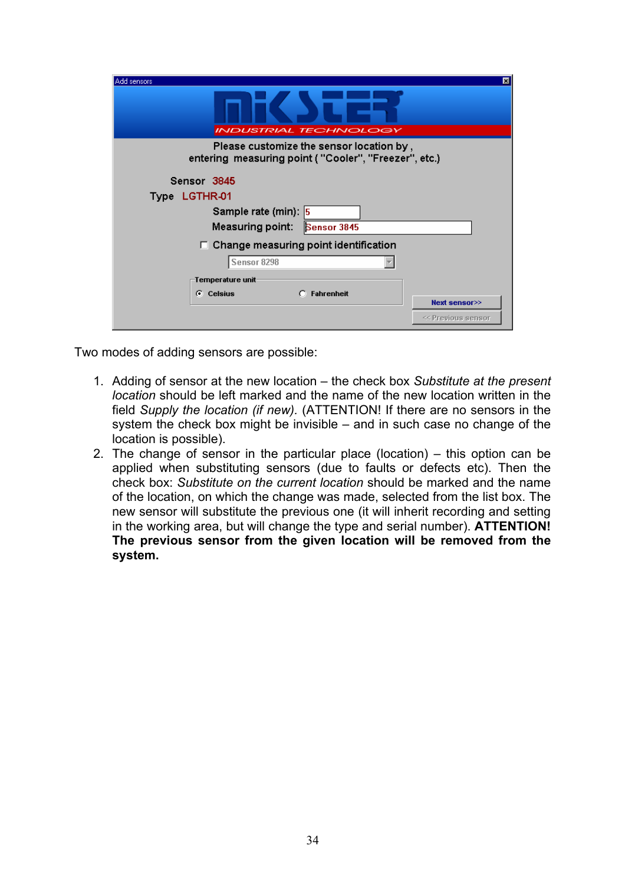Two modes of adding sensors are possible:

1. Adding of sensor at the new location – the check box *Substitute at the present location* should be left marked and the name of the new location written in the field *Supply the location (if new)*. (ATTENTION! If there are no sensors in the system the check box might be invisible – and in such case no change of the location is possible).
2. The change of sensor in the particular place (location) – this option can be applied when substituting sensors (due to faults or defects etc). Then the check box: *Substitute on the current location* should be marked and the name of the location, on which the change was made, selected from the list box. The new sensor will substitute the previous one (it will inherit recording and setting in the working area, but will change the type and serial number). **ATTENTION! The previous sensor from the given location will be removed from the system.**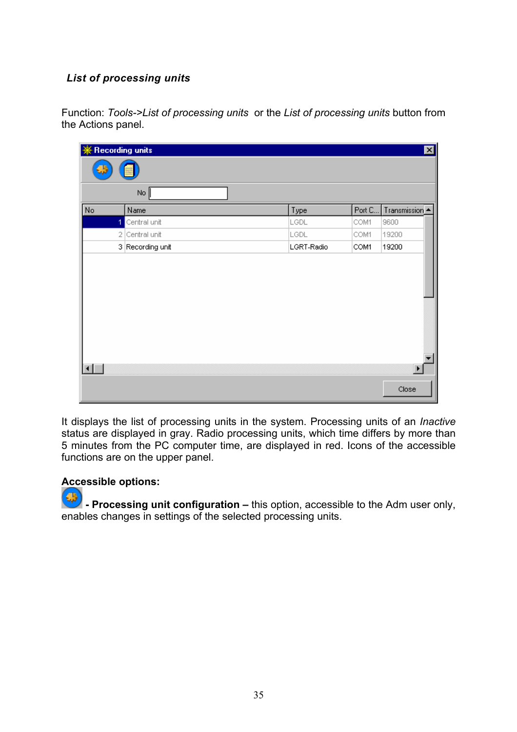### *List of processing units*

Function: *Tools->List of processing units* or the *List of processing units* button from the Actions panel.

It displays the list of processing units in the system. Processing units of an *Inactive* status are displayed in gray. Radio processing units, which time differs by more than 5 minutes from the PC computer time, are displayed in red. Icons of the accessible functions are on the upper panel.

**Accessible options:**

**- Processing unit configuration –** this option, accessible to the Adm user only, enables changes in settings of the selected processing units.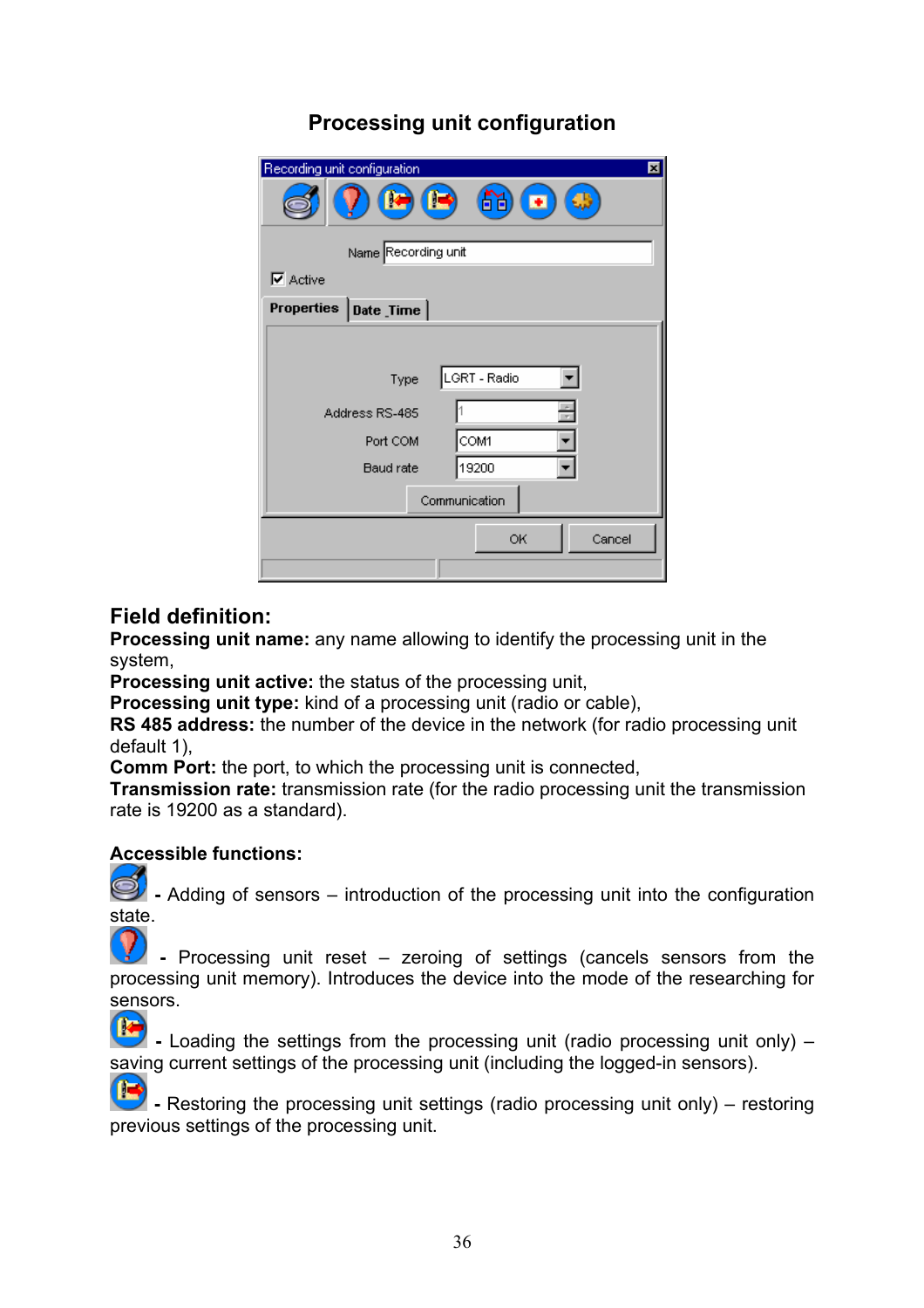## Processing unit configuration

## Field definition:

**Processing unit name:** any name allowing to identify the processing unit in the system,
**Processing unit active:** the status of the processing unit,
**Processing unit type:** kind of a processing unit (radio or cable),
**RS 485 address:** the number of the device in the network (for radio processing unit default 1),
**Comm Port:** the port, to which the processing unit is connected,
**Transmission rate:** transmission rate (for the radio processing unit the transmission rate is 19200 as a standard).

**Accessible functions:**

**-** Adding of sensors – introduction of the processing unit into the configuration state.

**-** Processing unit reset – zeroing of settings (cancels sensors from the processing unit memory). Introduces the device into the mode of the researching for sensors.

**-** Loading the settings from the processing unit (radio processing unit only) – saving current settings of the processing unit (including the logged-in sensors).

**-** Restoring the processing unit settings (radio processing unit only) – restoring previous settings of the processing unit.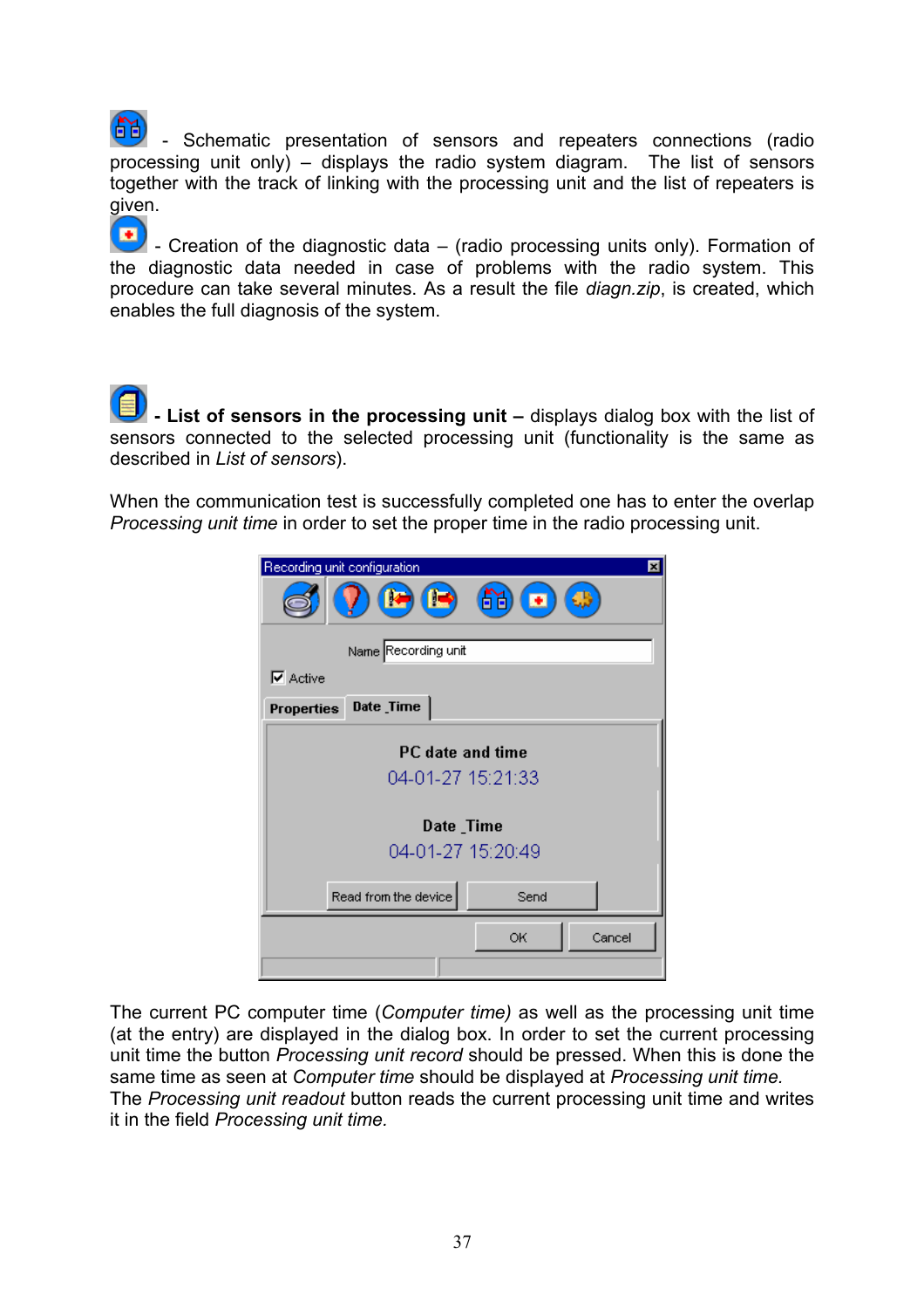- Schematic presentation of sensors and repeaters connections (radio processing unit only) – displays the radio system diagram. The list of sensors together with the track of linking with the processing unit and the list of repeaters is given.

- Creation of the diagnostic data – (radio processing units only). Formation of the diagnostic data needed in case of problems with the radio system. This procedure can take several minutes. As a result the file *diagn.zip*, is created, which enables the full diagnosis of the system.

**- List of sensors in the processing unit –** displays dialog box with the list of sensors connected to the selected processing unit (functionality is the same as described in *List of sensors*).

When the communication test is successfully completed one has to enter the overlap *Processing unit time* in order to set the proper time in the radio processing unit.

The current PC computer time (*Computer time)* as well as the processing unit time (at the entry) are displayed in the dialog box. In order to set the current processing unit time the button *Processing unit record* should be pressed. When this is done the same time as seen at *Computer time* should be displayed at *Processing unit time.*
The *Processing unit readout* button reads the current processing unit time and writes it in the field *Processing unit time.*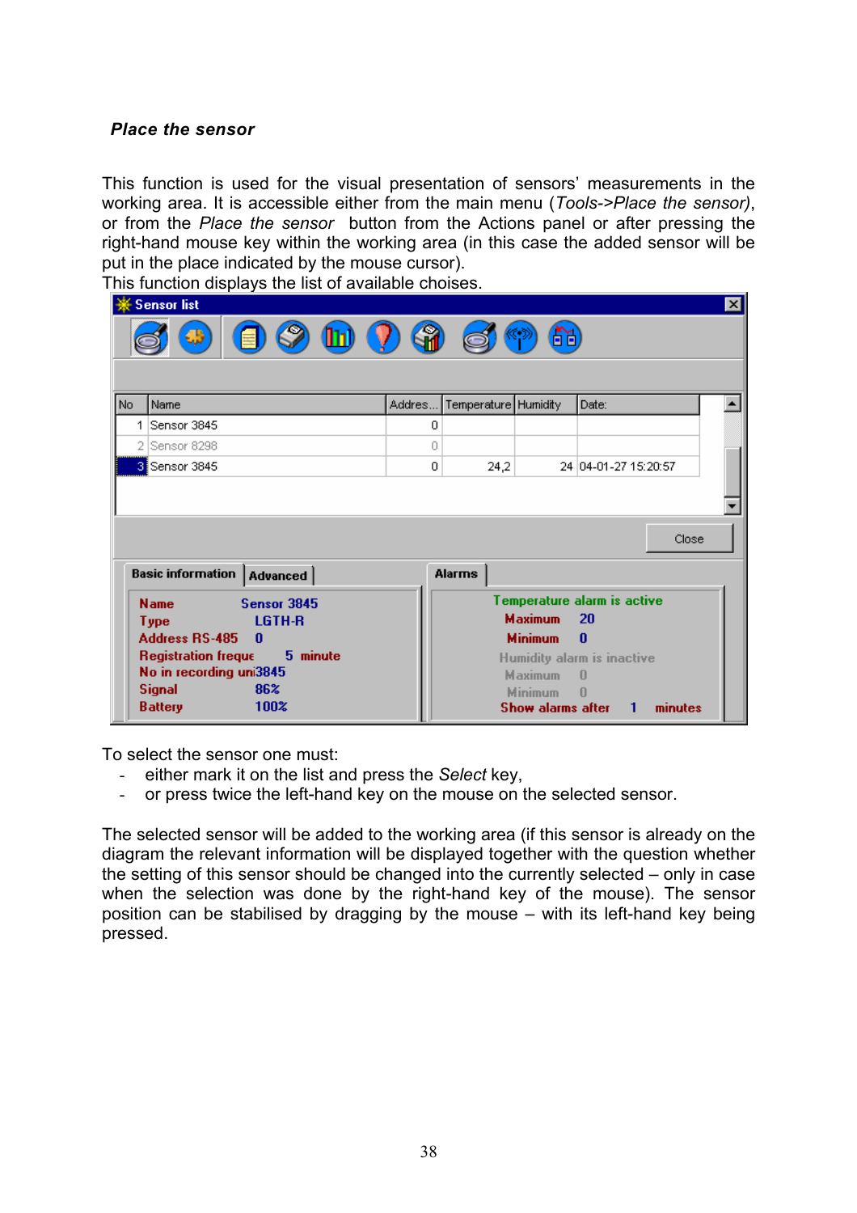### *Place the sensor*

This function is used for the visual presentation of sensors' measurements in the working area. It is accessible either from the main menu (*Tools->Place the sensor)*, or from the *Place the sensor* button from the Actions panel or after pressing the right-hand mouse key within the working area (in this case the added sensor will be put in the place indicated by the mouse cursor).
This function displays the list of available choises.

To select the sensor one must:

- either mark it on the list and press the *Select* key,
- or press twice the left-hand key on the mouse on the selected sensor.

The selected sensor will be added to the working area (if this sensor is already on the diagram the relevant information will be displayed together with the question whether the setting of this sensor should be changed into the currently selected – only in case when the selection was done by the right-hand key of the mouse). The sensor position can be stabilised by dragging by the mouse – with its left-hand key being pressed.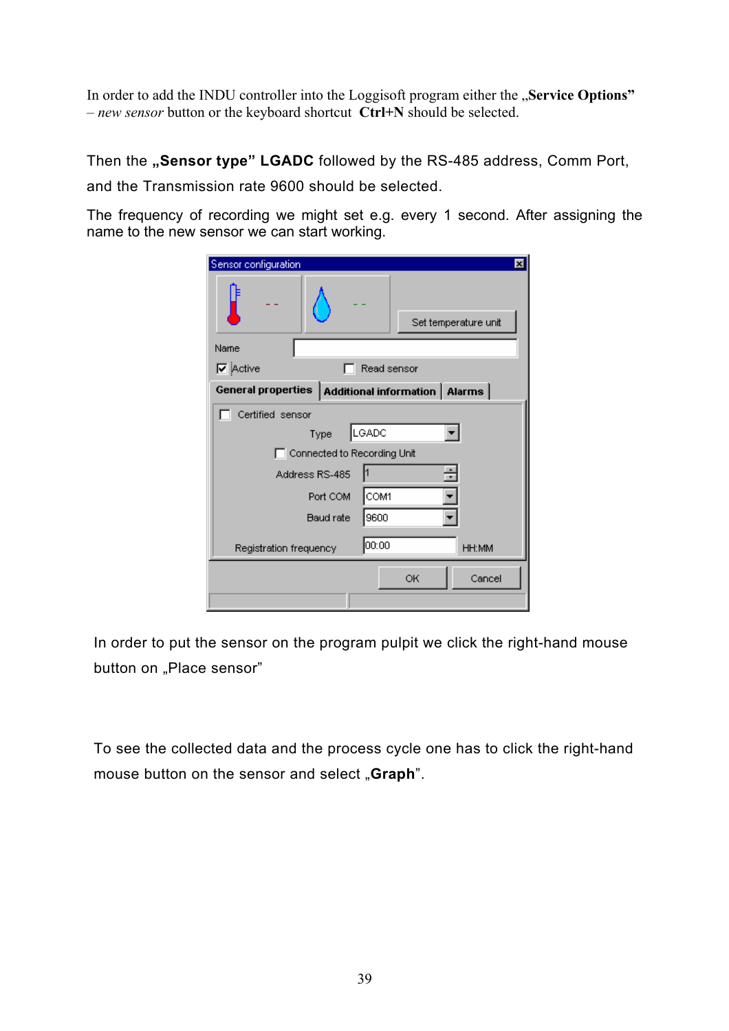In order to add the INDU controller into the Loggisoft program either the „**Service Options**" – *new sensor* button or the keyboard shortcut **Ctrl+N** should be selected.

Then the **„Sensor type" LGADC** followed by the RS-485 address, Comm Port, and the Transmission rate 9600 should be selected.

The frequency of recording we might set e.g. every 1 second. After assigning the name to the new sensor we can start working.

In order to put the sensor on the program pulpit we click the right-hand mouse button on „Place sensor"

To see the collected data and the process cycle one has to click the right-hand mouse button on the sensor and select „**Graph**".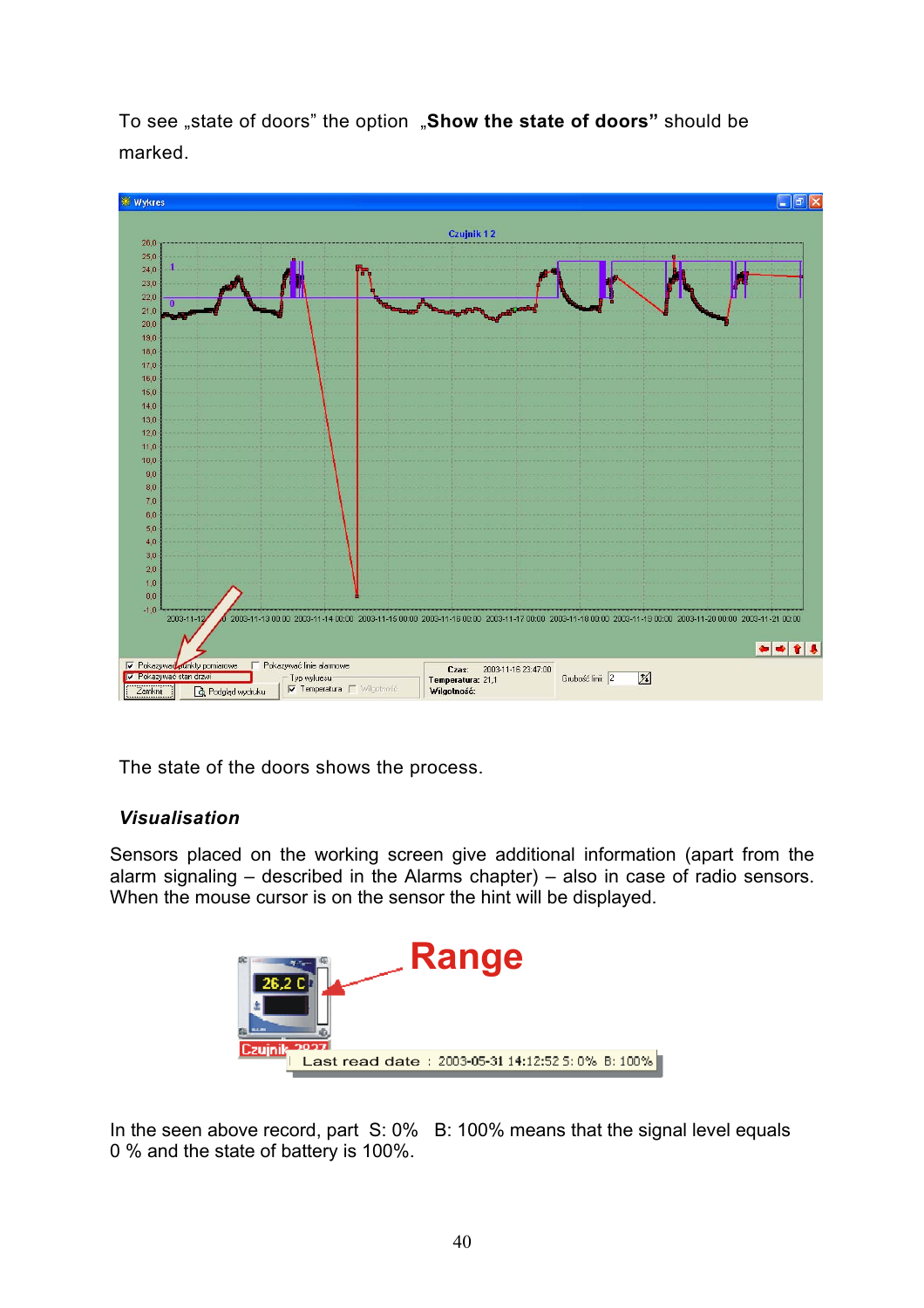To see „state of doors” the option **„Show the state of doors”** should be marked.

The state of the doors shows the process.

### *Visualisation*

Sensors placed on the working screen give additional information (apart from the alarm signaling – described in the Alarms chapter) – also in case of radio sensors. When the mouse cursor is on the sensor the hint will be displayed.

In the seen above record, part S: 0% B: 100% means that the signal level equals 0 % and the state of battery is 100%.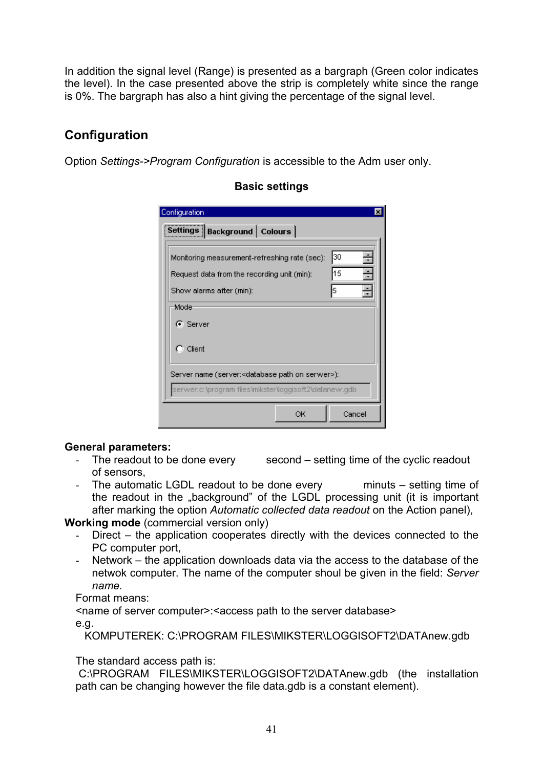In addition the signal level (Range) is presented as a bargraph (Green color indicates the level). In the case presented above the strip is completely white since the range is 0%. The bargraph has also a hint giving the percentage of the signal level.

## Configuration

Option *Settings->Program Configuration* is accessible to the Adm user only.

**Basic settings**

**General parameters:**

- The readout to be done every          second – setting time of the cyclic readout of sensors,
- The automatic LGDL readout to be done every          minuts – setting time of the readout in the „background" of the LGDL processing unit (it is important after marking the option *Automatic collected data readout* on the Action panel),

**Working mode** (commercial version only)

- Direct – the application cooperates directly with the devices connected to the PC computer port,
- Network – the application downloads data via the access to the database of the netwok computer. The name of the computer shoul be given in the field: *Server name.*

Format means:

<name of server computer>:<access path to the server database>

e.g.

KOMPUTEREK: C:\PROGRAM FILES\MIKSTER\LOGGISOFT2\DATAnew.gdb

The standard access path is:

C:\PROGRAM FILES\MIKSTER\LOGGISOFT2\DATAnew.gdb (the installation path can be changing however the file data.gdb is a constant element).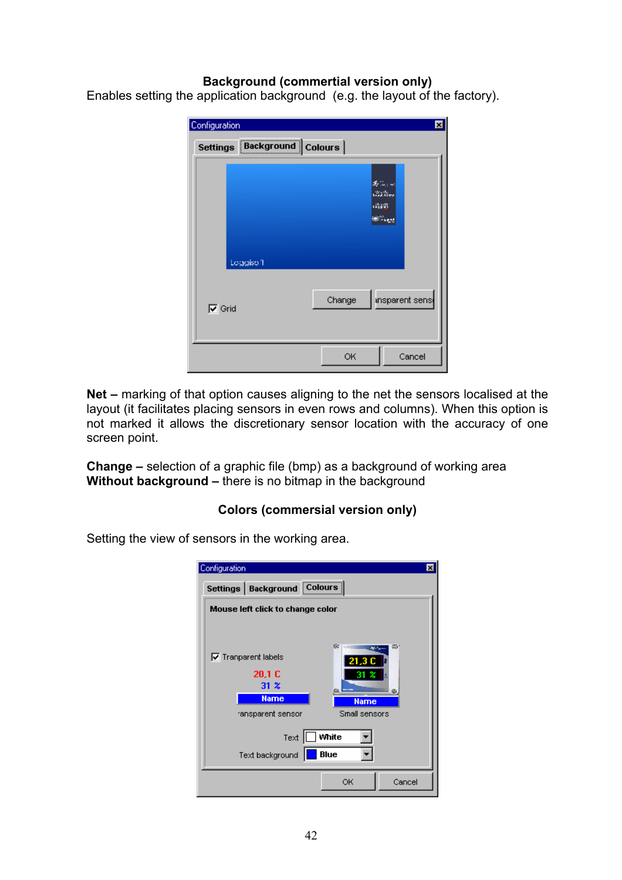## Background (commertial version only)

Enables setting the application background (e.g. the layout of the factory).

**Net –** marking of that option causes aligning to the net the sensors localised at the layout (it facilitates placing sensors in even rows and columns). When this option is not marked it allows the discretionary sensor location with the accuracy of one screen point.

**Change –** selection of a graphic file (bmp) as a background of working area
**Without background –** there is no bitmap in the background

## Colors (commersial version only)

Setting the view of sensors in the working area.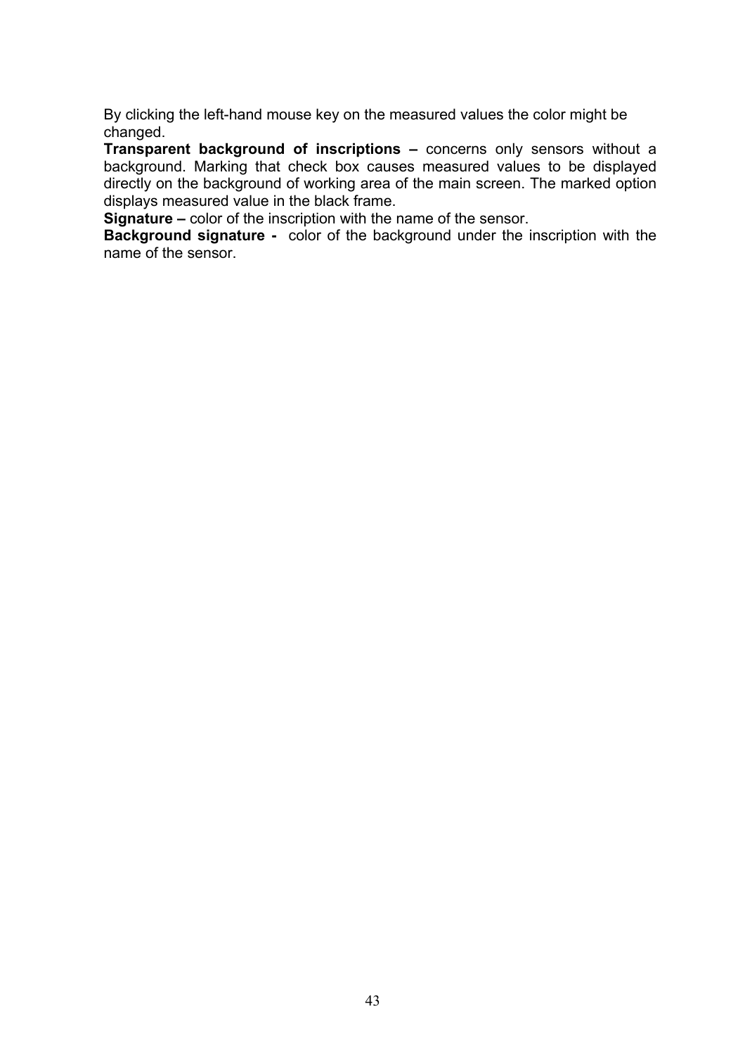By clicking the left-hand mouse key on the measured values the color might be changed.

**Transparent background of inscriptions –** concerns only sensors without a background. Marking that check box causes measured values to be displayed directly on the background of working area of the main screen. The marked option displays measured value in the black frame.

**Signature –** color of the inscription with the name of the sensor.

**Background signature -** color of the background under the inscription with the name of the sensor.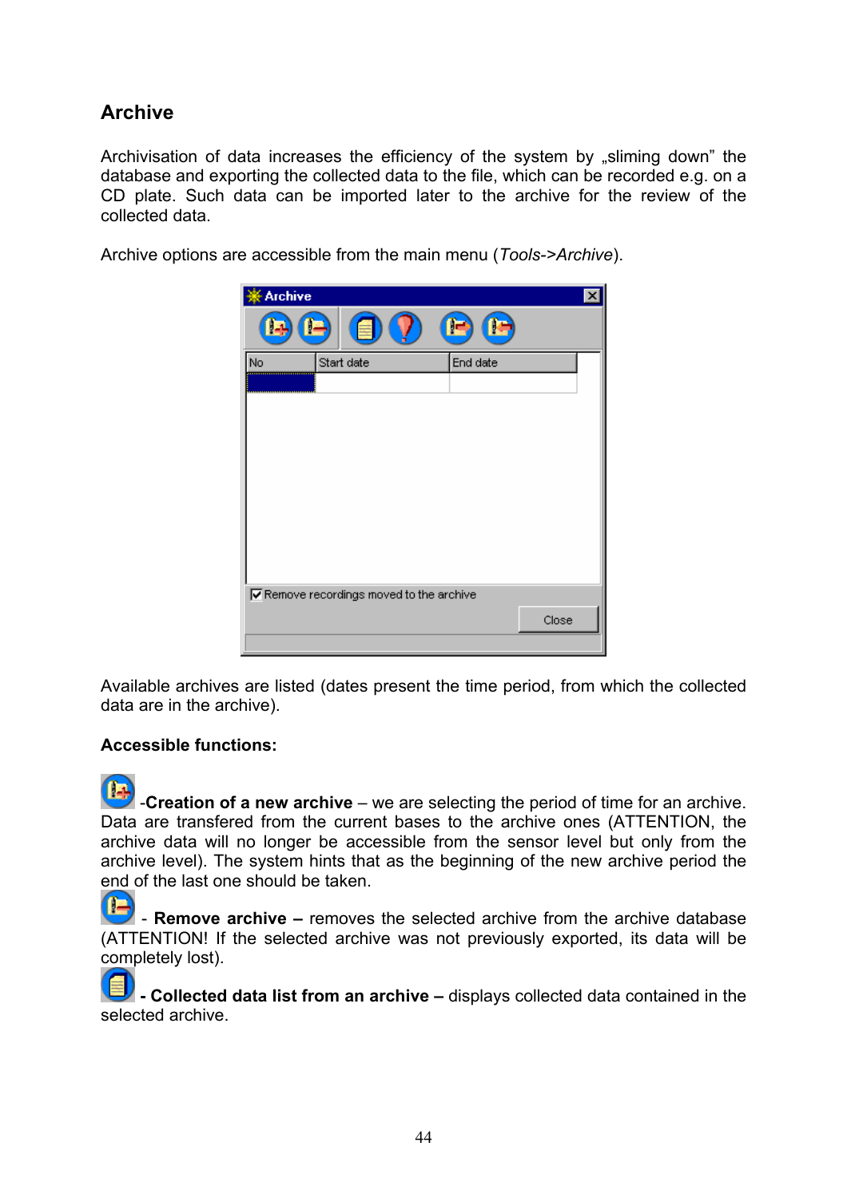## Archive

Archivisation of data increases the efficiency of the system by „sliming down" the database and exporting the collected data to the file, which can be recorded e.g. on a CD plate. Such data can be imported later to the archive for the review of the collected data.

Archive options are accessible from the main menu (*Tools->Archive*).

Available archives are listed (dates present the time period, from which the collected data are in the archive).

**Accessible functions:**

-**Creation of a new archive** – we are selecting the period of time for an archive. Data are transfered from the current bases to the archive ones (ATTENTION, the archive data will no longer be accessible from the sensor level but only from the archive level). The system hints that as the beginning of the new archive period the end of the last one should be taken.

- **Remove archive –** removes the selected archive from the archive database (ATTENTION! If the selected archive was not previously exported, its data will be completely lost).

**- Collected data list from an archive –** displays collected data contained in the selected archive.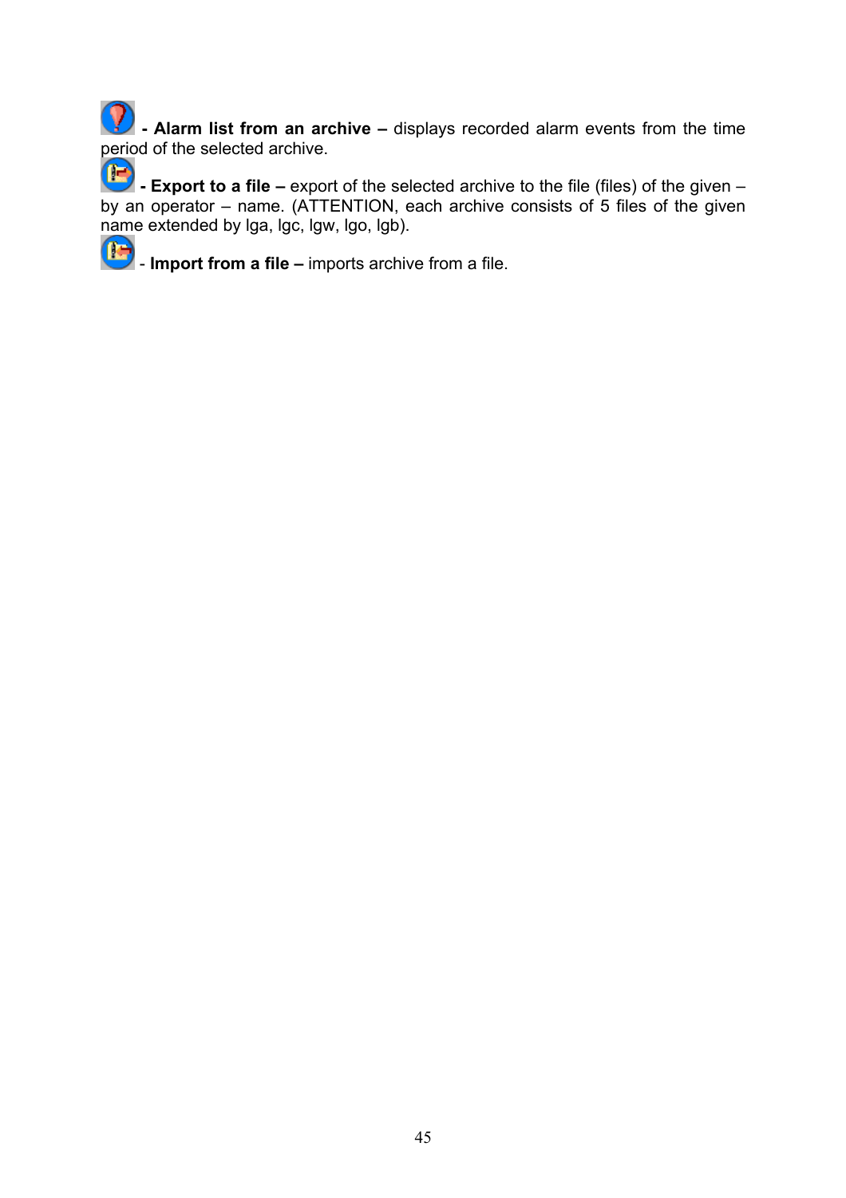**- Alarm list from an archive –** displays recorded alarm events from the time period of the selected archive.

**- Export to a file –** export of the selected archive to the file (files) of the given – by an operator – name. (ATTENTION, each archive consists of 5 files of the given name extended by lga, lgc, lgw, lgo, lgb).

- **Import from a file –** imports archive from a file.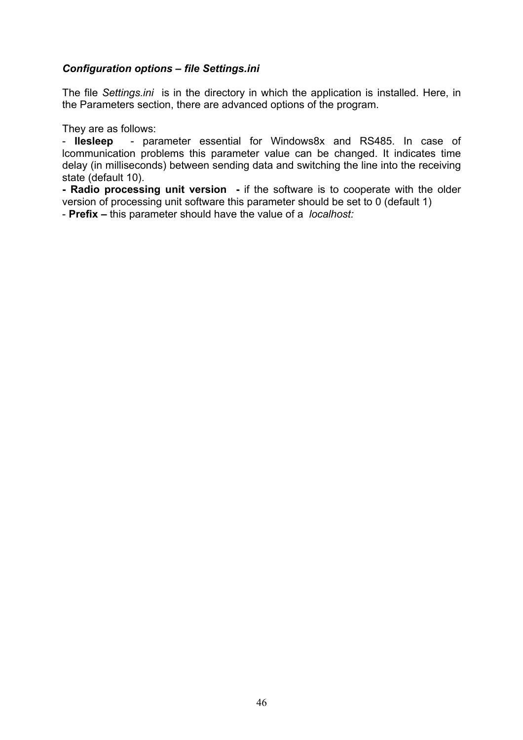### *Configuration options – file Settings.ini*

The file *Settings.ini* is in the directory in which the application is installed. Here, in the Parameters section, there are advanced options of the program.

They are as follows:
- **lleslееp** - parameter essential for Windows8x and RS485. In case of lcommunication problems this parameter value can be changed. It indicates time delay (in milliseconds) between sending data and switching the line into the receiving state (default 10).
**- Radio processing unit version -** if the software is to cooperate with the older version of processing unit software this parameter should be set to 0 (default 1)
- **Prefix –** this parameter should have the value of a *localhost:*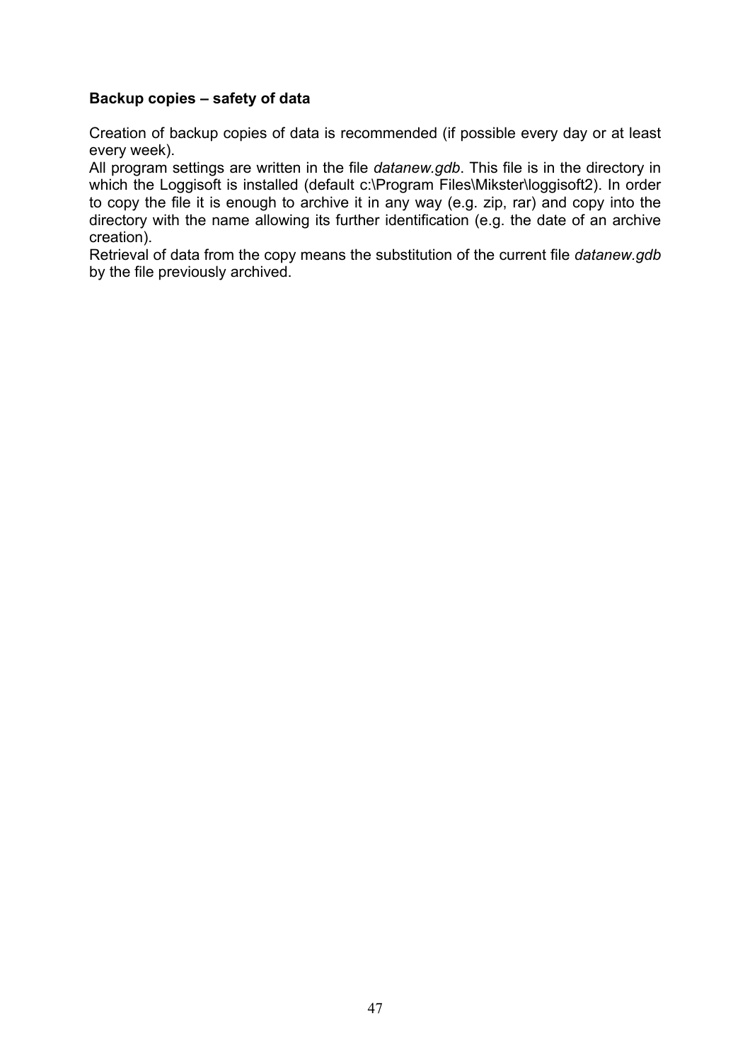**Backup copies – safety of data**

Creation of backup copies of data is recommended (if possible every day or at least every week).
All program settings are written in the file *datanew.gdb*. This file is in the directory in which the Loggisoft is installed (default c:\Program Files\Mikster\loggisoft2). In order to copy the file it is enough to archive it in any way (e.g. zip, rar) and copy into the directory with the name allowing its further identification (e.g. the date of an archive creation).
Retrieval of data from the copy means the substitution of the current file *datanew.gdb* by the file previously archived.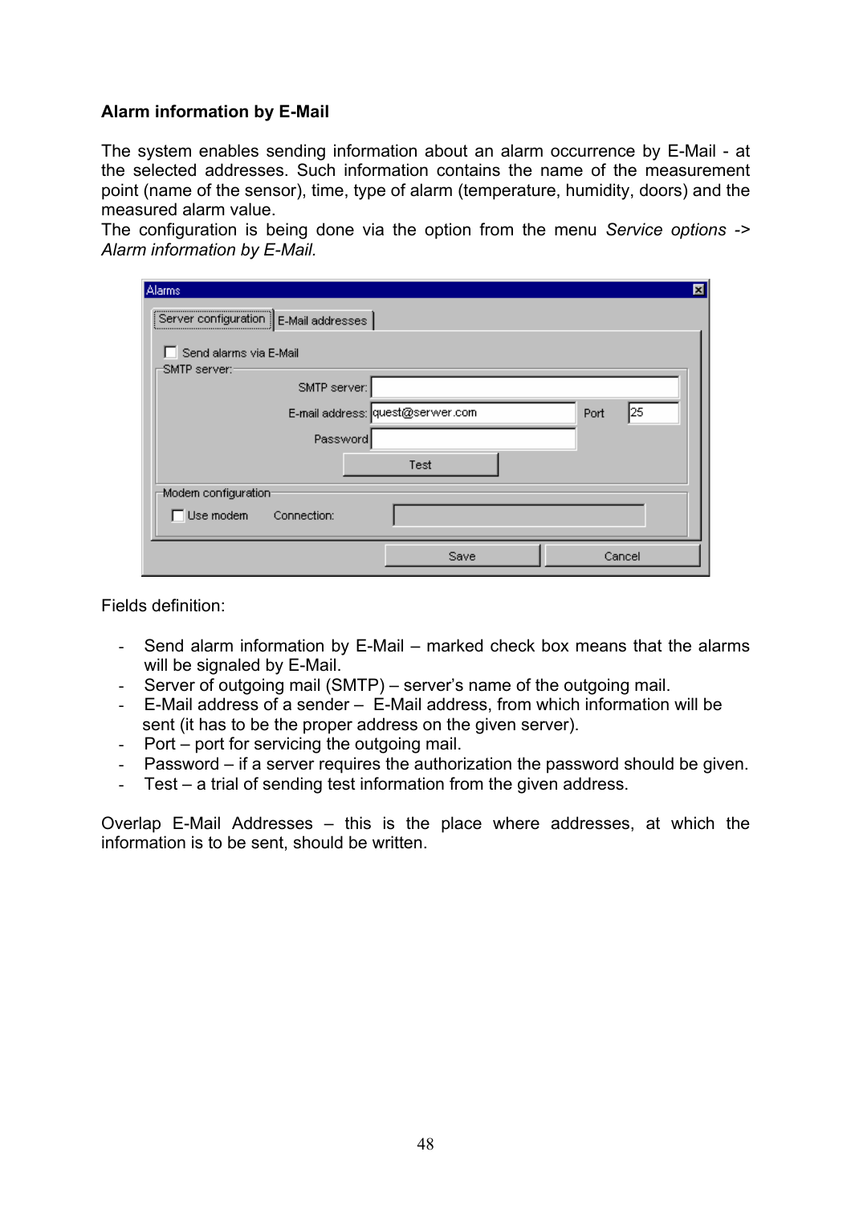**Alarm information by E-Mail**

The system enables sending information about an alarm occurrence by E-Mail - at the selected addresses. Such information contains the name of the measurement point (name of the sensor), time, type of alarm (temperature, humidity, doors) and the measured alarm value.
The configuration is being done via the option from the menu *Service options -> Alarm information by E-Mail.*

Fields definition:

- Send alarm information by E-Mail – marked check box means that the alarms will be signaled by E-Mail.
- Server of outgoing mail (SMTP) – server's name of the outgoing mail.
- E-Mail address of a sender – E-Mail address, from which information will be sent (it has to be the proper address on the given server).
- Port – port for servicing the outgoing mail.
- Password – if a server requires the authorization the password should be given.
- Test – a trial of sending test information from the given address.

Overlap E-Mail Addresses – this is the place where addresses, at which the information is to be sent, should be written.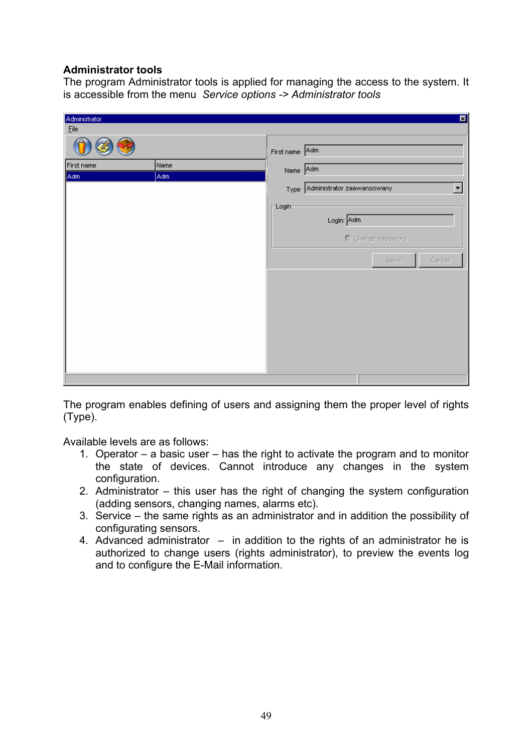**Administrator tools**

The program Administrator tools is applied for managing the access to the system. It is accessible from the menu *Service options -> Administrator tools*

The program enables defining of users and assigning them the proper level of rights (Type).

Available levels are as follows:

1. Operator – a basic user – has the right to activate the program and to monitor the state of devices. Cannot introduce any changes in the system configuration.
2. Administrator – this user has the right of changing the system configuration (adding sensors, changing names, alarms etc).
3. Service – the same rights as an administrator and in addition the possibility of configurating sensors.
4. Advanced administrator – in addition to the rights of an administrator he is authorized to change users (rights administrator), to preview the events log and to configure the E-Mail information.